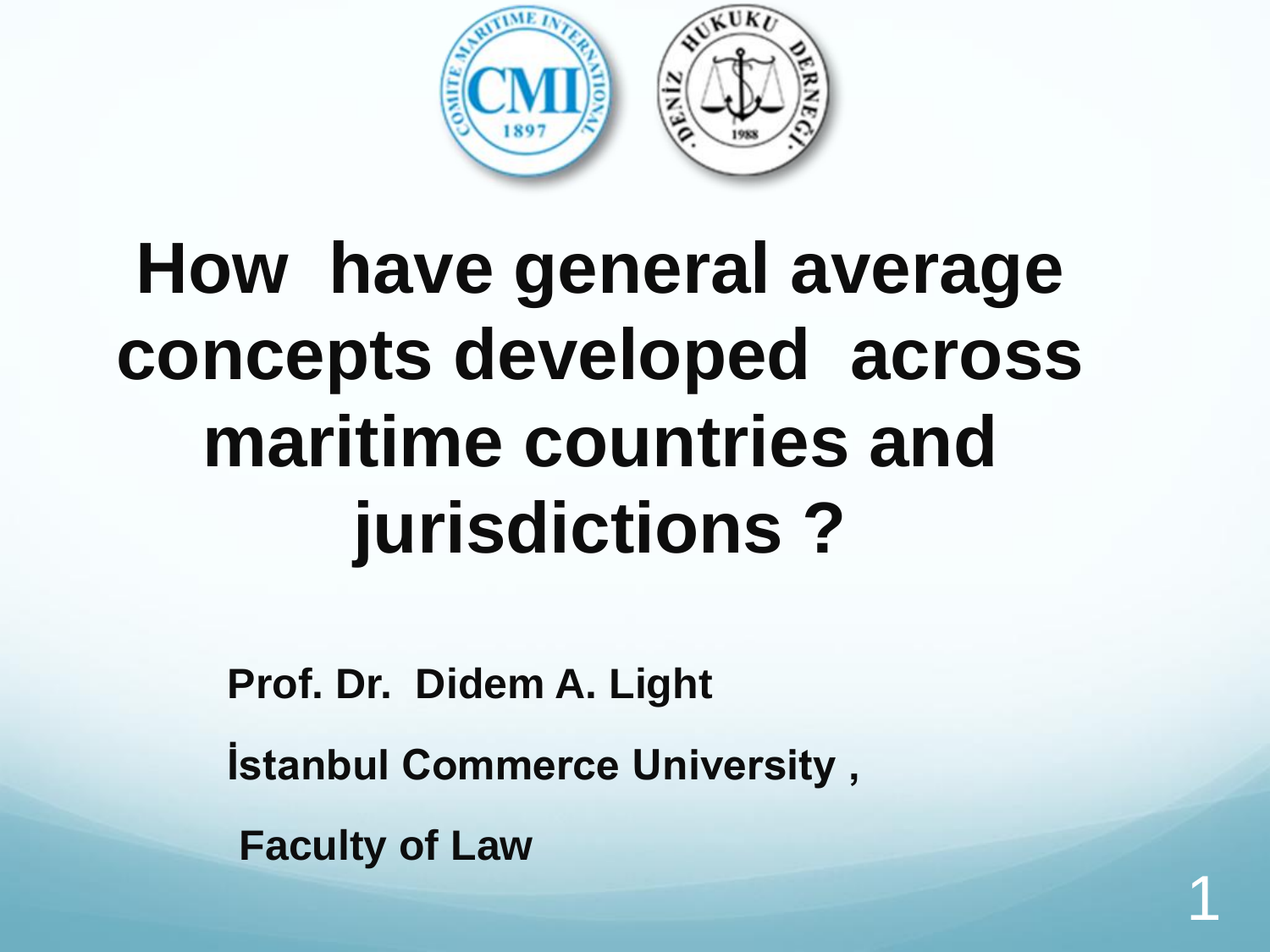# How have general average concepts developed across maritime countries and jurisdictions ?

**Prof. Dr. Didem A. Light**

**İstanbul Commerce University ,**

**Faculty of Law**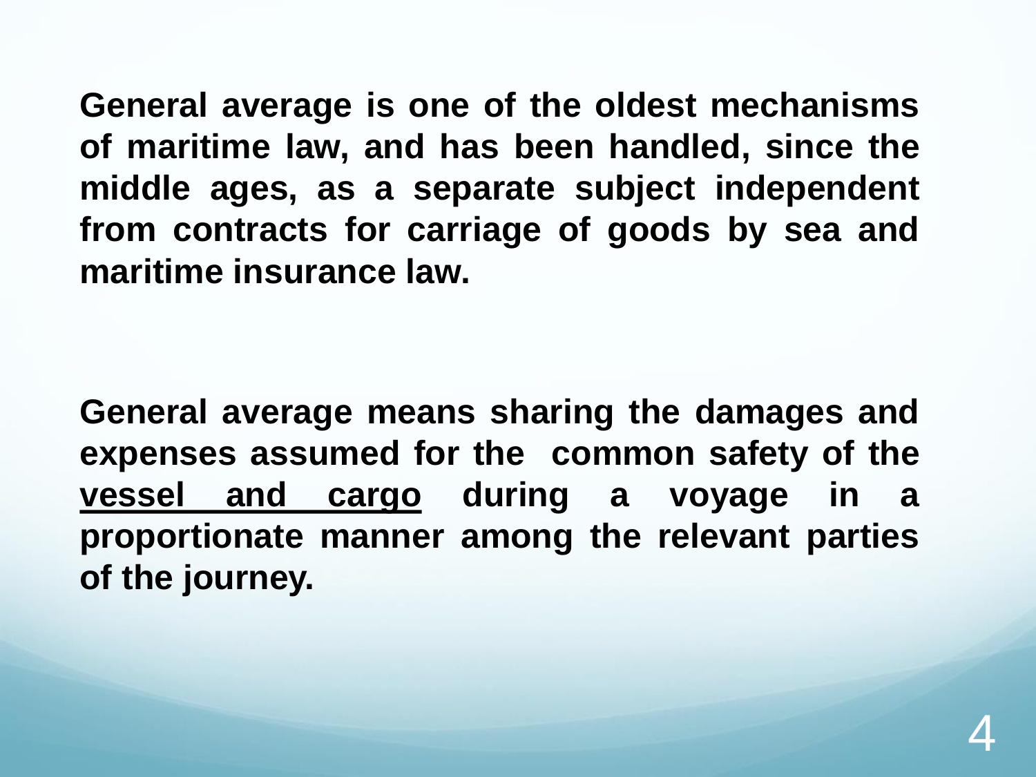**General average is one of the oldest mechanisms of maritime law, and has been handled, since the middle ages, as a separate subject independent from contracts for carriage of goods by sea and maritime insurance law.**

**General average means sharing the damages and expenses assumed for the common safety of the <u>vessel and cargo</u> during a voyage in a proportionate manner among the relevant parties of the journey.**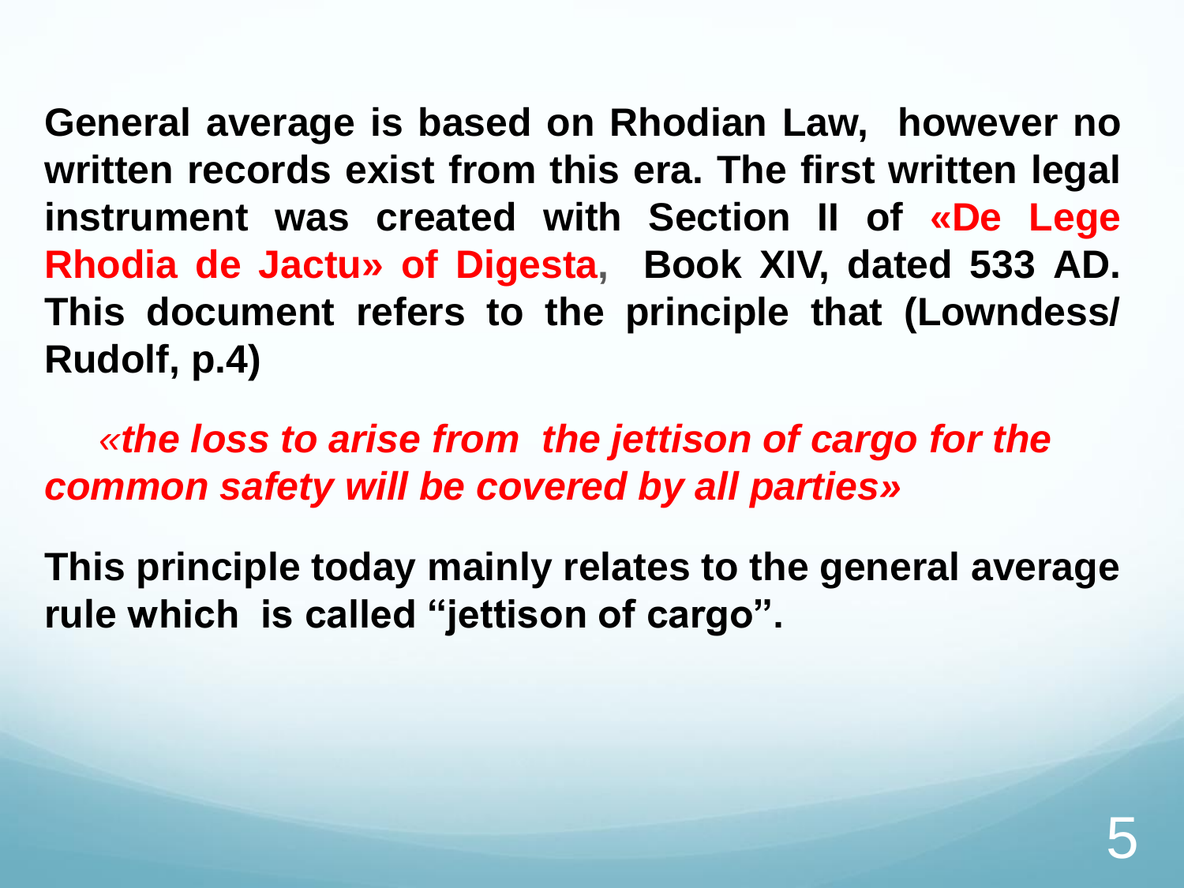**General average is based on Rhodian Law, however no written records exist from this era. The first written legal instrument was created with Section II of «De Lege Rhodia de Jactu» of Digesta, Book XIV, dated 533 AD. This document refers to the principle that (Lowndess/ Rudolf, p.4)**

***«the loss to arise from the jettison of cargo for the common safety will be covered by all parties»***

**This principle today mainly relates to the general average rule which is called "jettison of cargo".**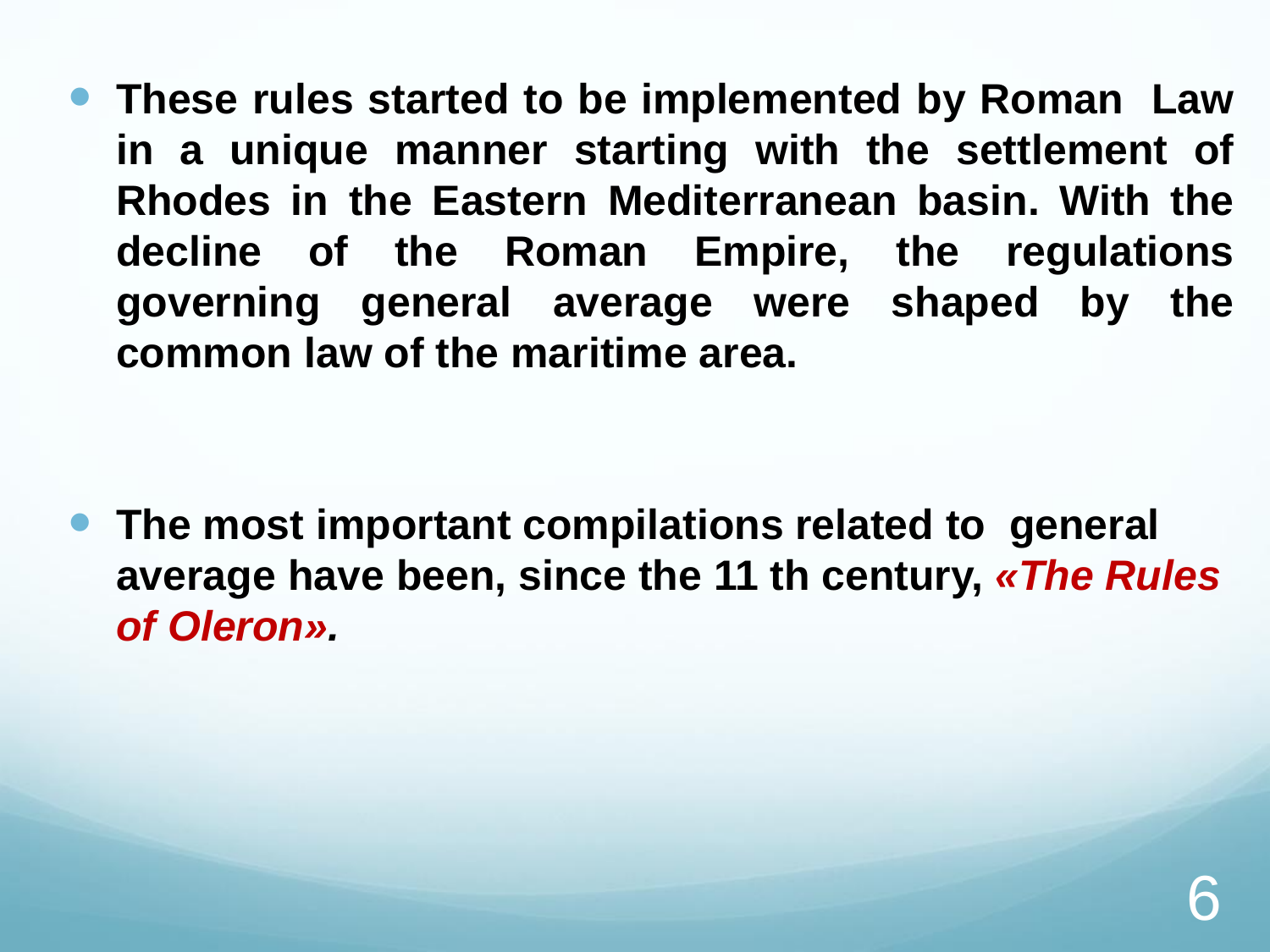- **These rules started to be implemented by Roman Law in a unique manner starting with the settlement of Rhodes in the Eastern Mediterranean basin. With the decline of the Roman Empire, the regulations governing general average were shaped by the common law of the maritime area.**

- **The most important compilations related to general average have been, since the 11 th century, *«The Rules of Oleron»*.**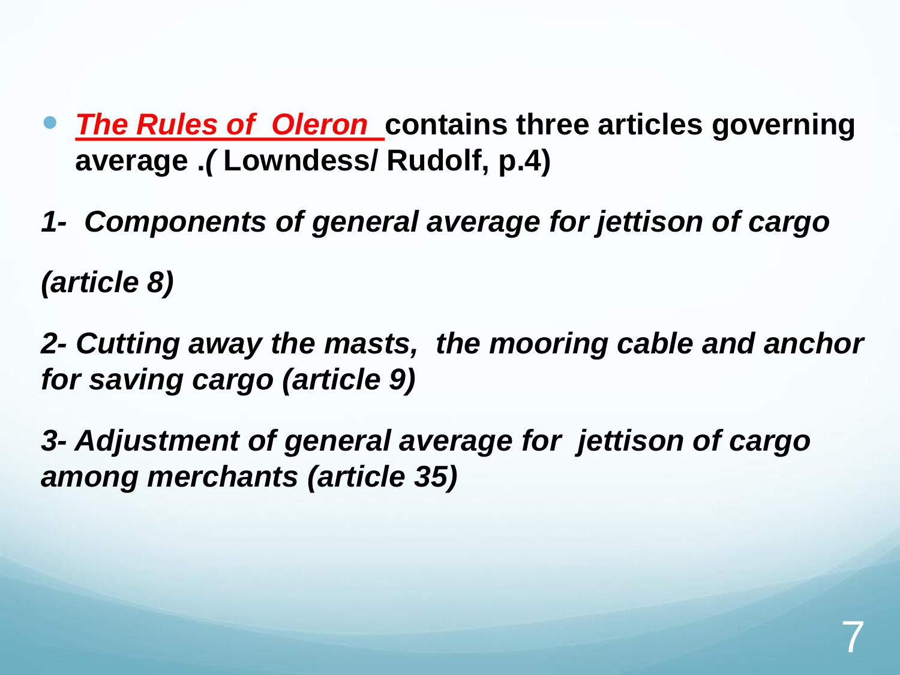- ***The Rules of Oleron*** **contains three articles governing average .(** **Lowndess/ Rudolf, p.4)**

***1- Components of general average for jettison of cargo***

***(article 8)***

***2- Cutting away the masts, the mooring cable and anchor for saving cargo (article 9)***

***3- Adjustment of general average for jettison of cargo among merchants (article 35)***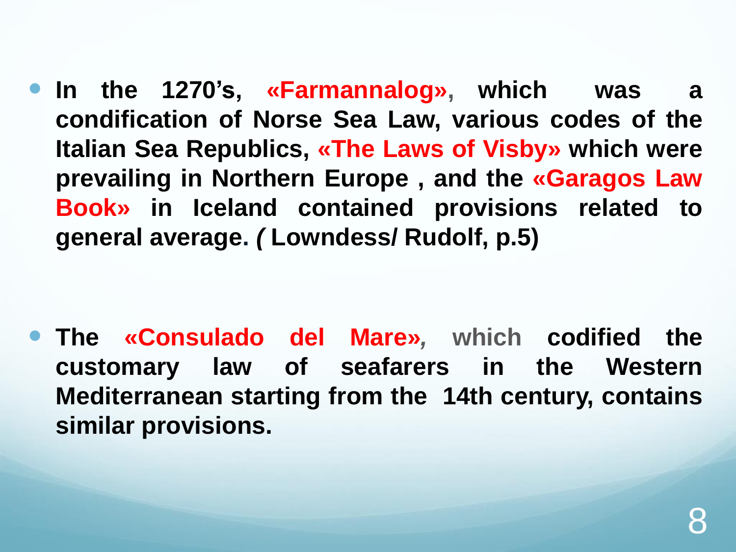- **In the 1270's, «Farmannalog», which was a condification of Norse Sea Law, various codes of the Italian Sea Republics, «The Laws of Visby» which were prevailing in Northern Europe , and the «Garagos Law Book» in Iceland contained provisions related to general average. *(* Lowndess/ Rudolf, p.5)**

- **The «Consulado del Mare», which codified the customary law of seafarers in the Western Mediterranean starting from the 14th century, contains similar provisions.**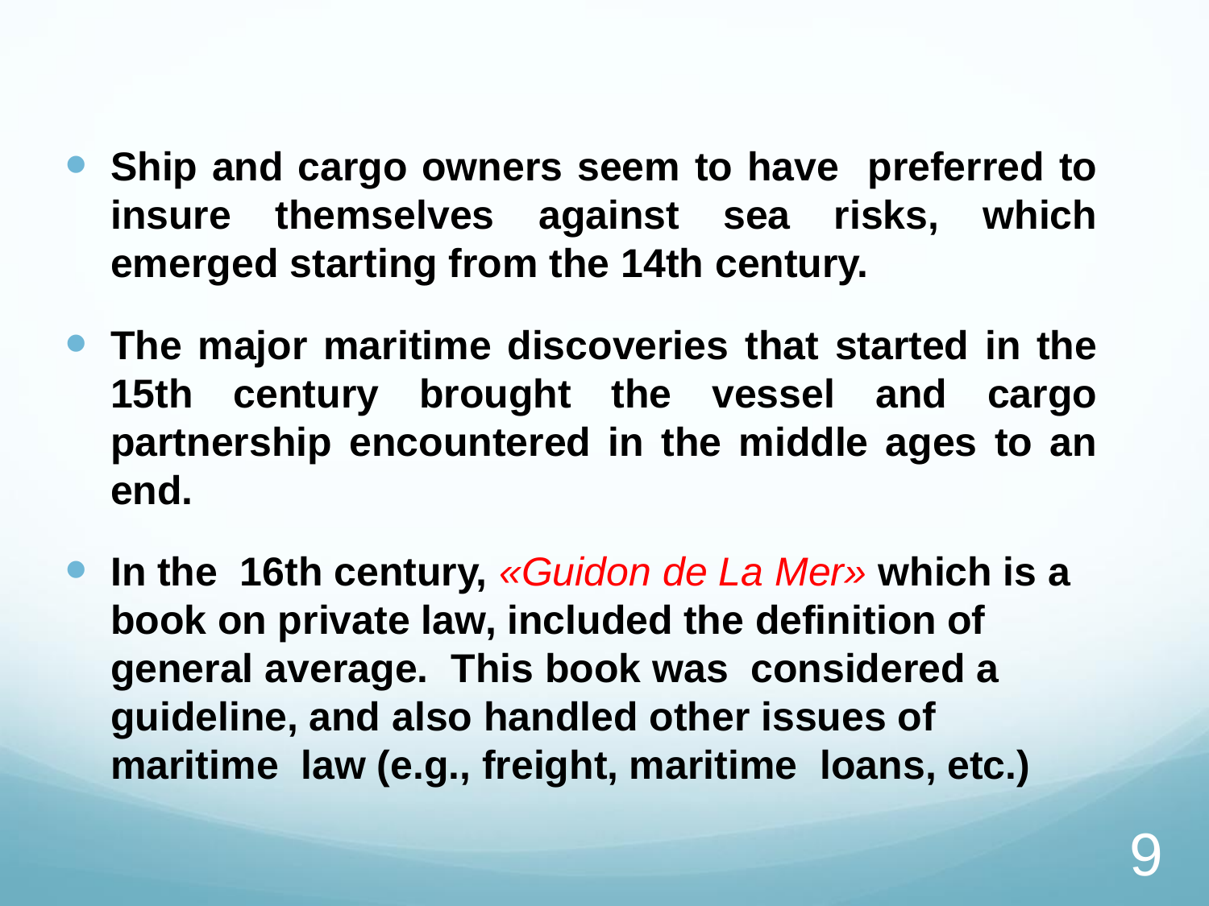- **Ship and cargo owners seem to have preferred to insure themselves against sea risks, which emerged starting from the 14th century.**
- **The major maritime discoveries that started in the 15th century brought the vessel and cargo partnership encountered in the middle ages to an end.**
- **In the 16th century,** *«Guidon de La Mer»* **which is a book on private law, included the definition of general average. This book was considered a guideline, and also handled other issues of maritime law (e.g., freight, maritime loans, etc.)**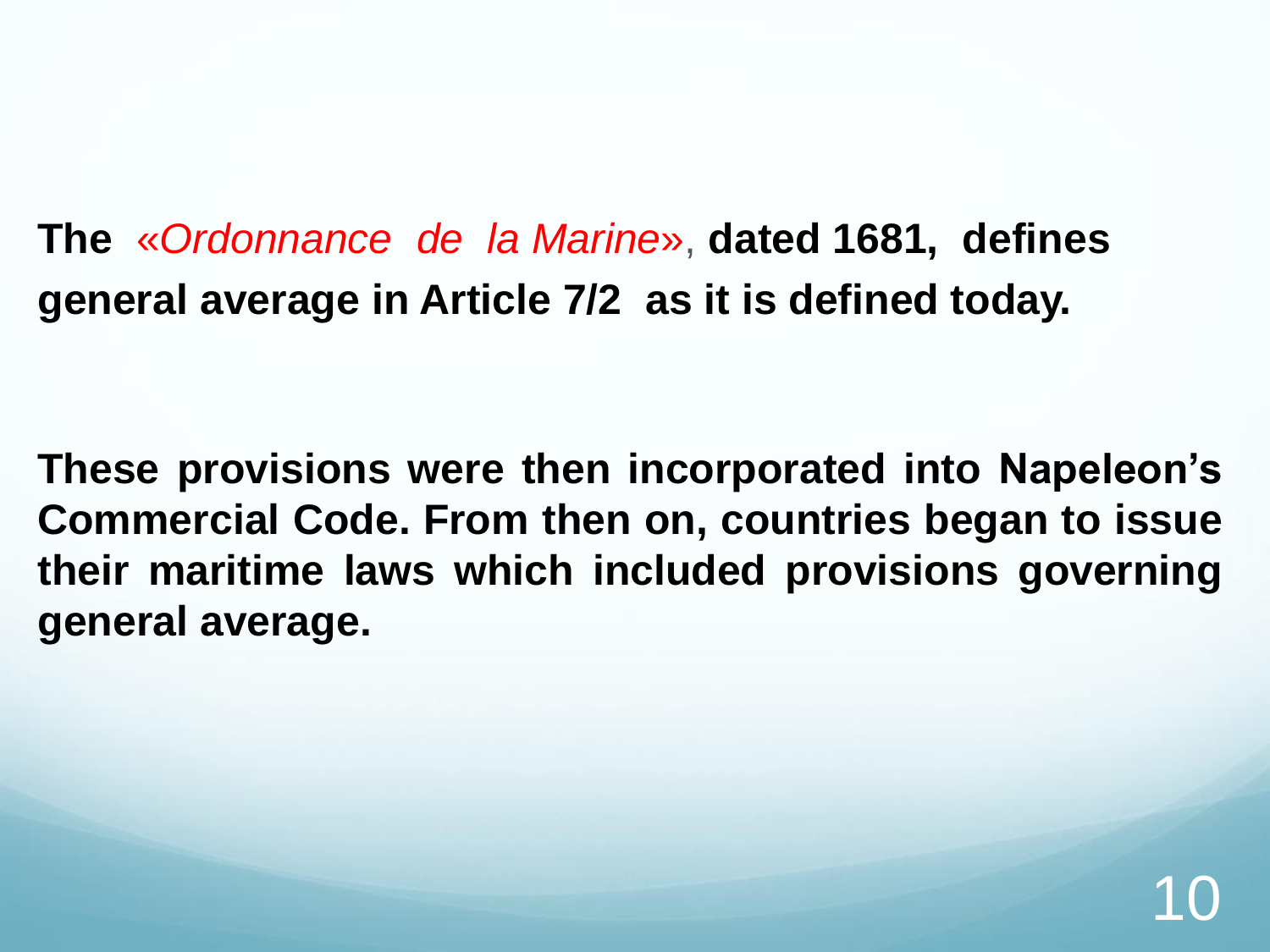**The** *«Ordonnance de la Marine»*, **dated 1681, defines general average in Article 7/2 as it is defined today.**

**These provisions were then incorporated into Napeleon's Commercial Code. From then on, countries began to issue their maritime laws which included provisions governing general average.**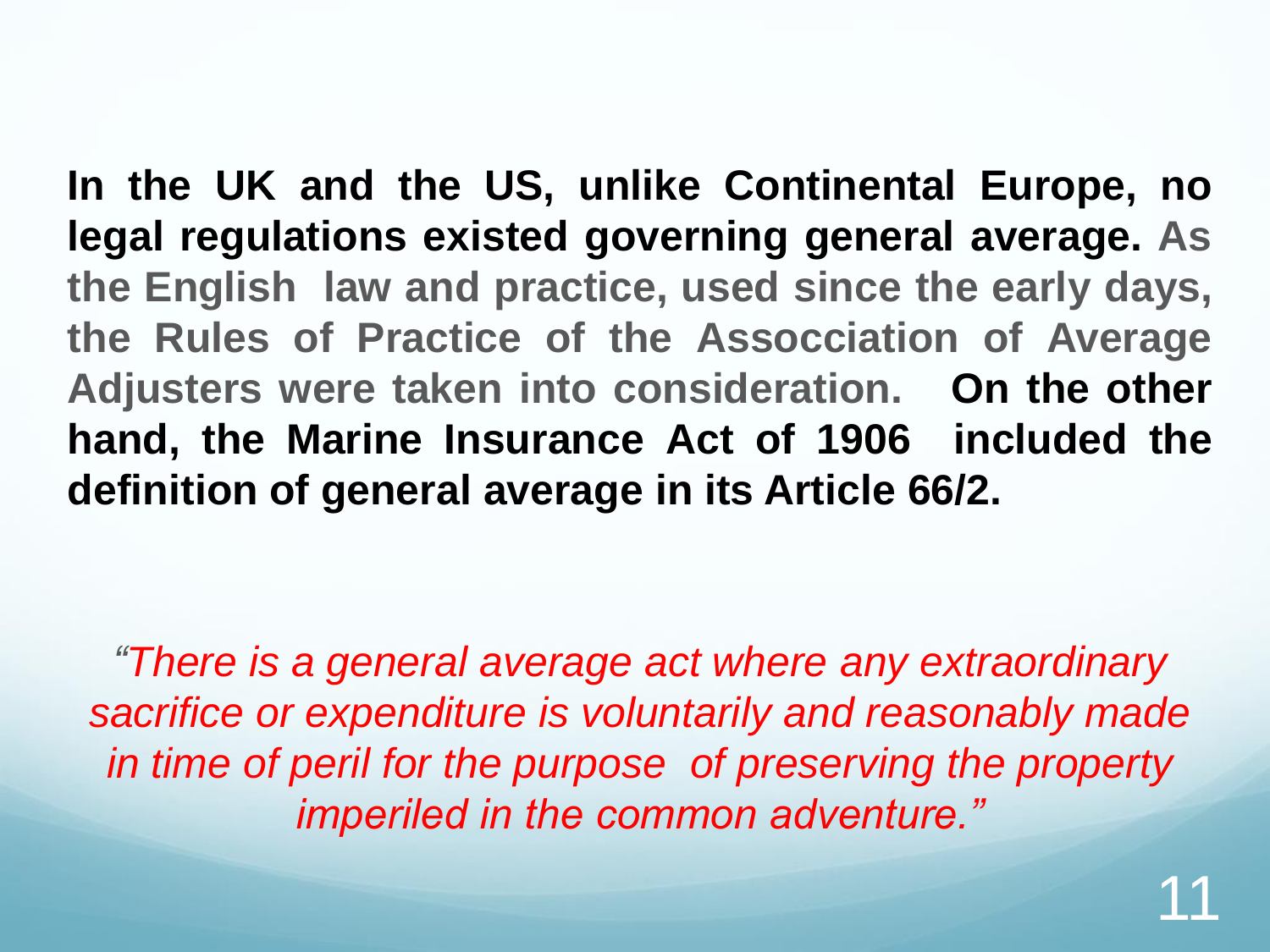**In the UK and the US, unlike Continental Europe, no legal regulations existed governing general average.** **As the English law and practice, used since the early days, the Rules of Practice of the Assocciation of Average Adjusters were taken into consideration.** **On the other hand, the Marine Insurance Act of 1906 included the definition of general average in its Article 66/2.**

*"There is a general average act where any extraordinary sacrifice or expenditure is voluntarily and reasonably made in time of peril for the purpose of preserving the property imperiled in the common adventure."*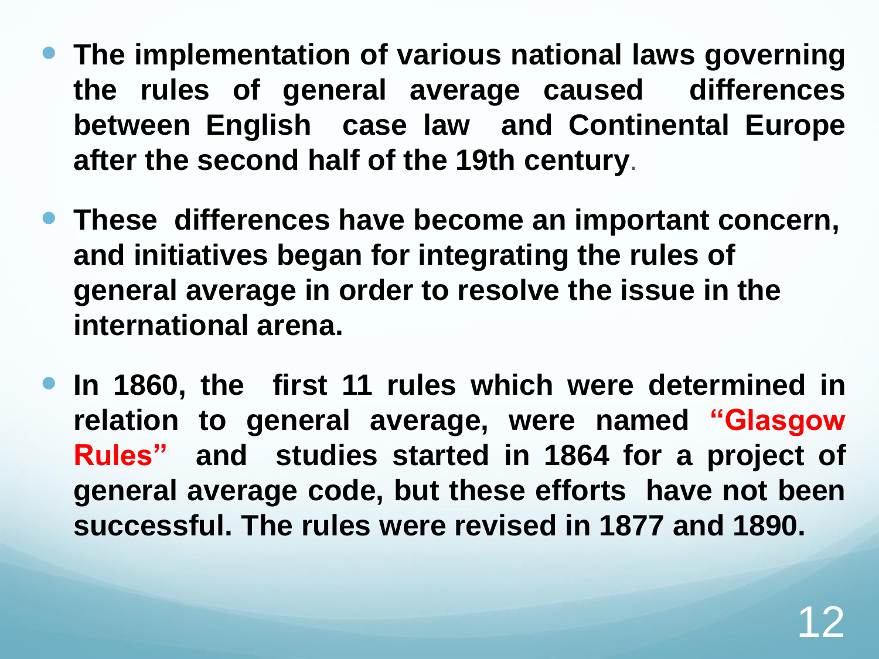- **The implementation of various national laws governing the rules of general average caused differences between English case law and Continental Europe after the second half of the 19th century.**

- **These differences have become an important concern, and initiatives began for integrating the rules of general average in order to resolve the issue in the international arena.**

- **In 1860, the first 11 rules which were determined in relation to general average, were named "Glasgow Rules" and studies started in 1864 for a project of general average code, but these efforts have not been successful. The rules were revised in 1877 and 1890.**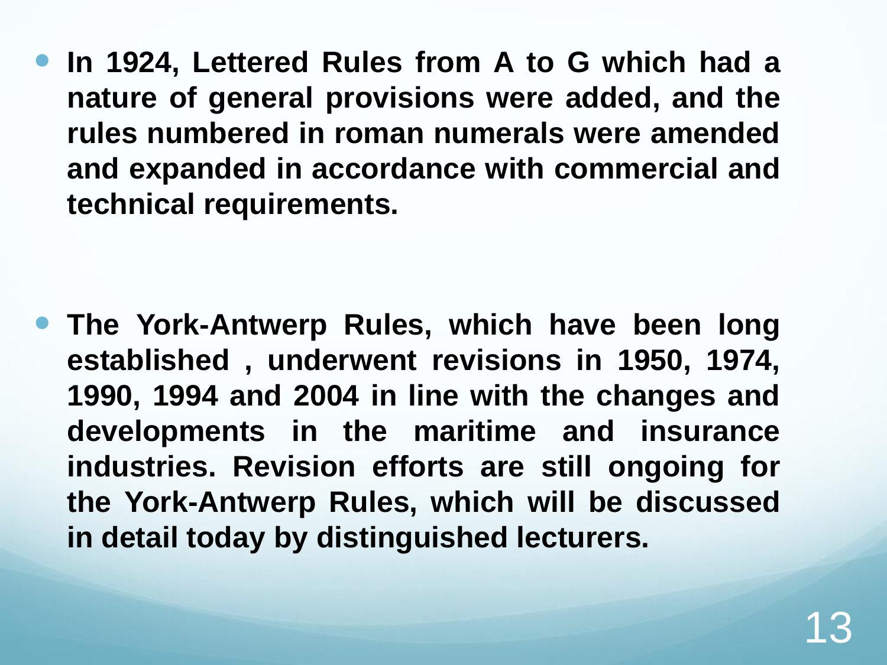- **In 1924, Lettered Rules from A to G which had a nature of general provisions were added, and the rules numbered in roman numerals were amended and expanded in accordance with commercial and technical requirements.**

- **The York-Antwerp Rules, which have been long established , underwent revisions in 1950, 1974, 1990, 1994 and 2004 in line with the changes and developments in the maritime and insurance industries. Revision efforts are still ongoing for the York-Antwerp Rules, which will be discussed in detail today by distinguished lecturers.**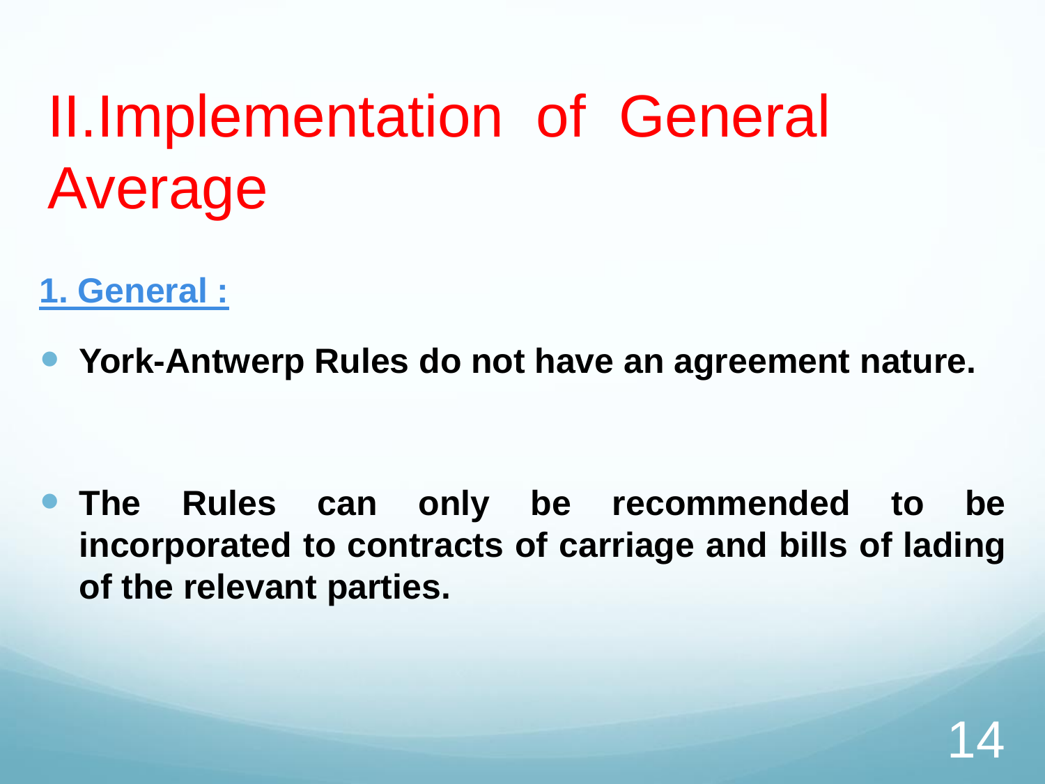# II.Implementation of General Average

## 1. General :

- **York-Antwerp Rules do not have an agreement nature.**

- **The Rules can only be recommended to be incorporated to contracts of carriage and bills of lading of the relevant parties.**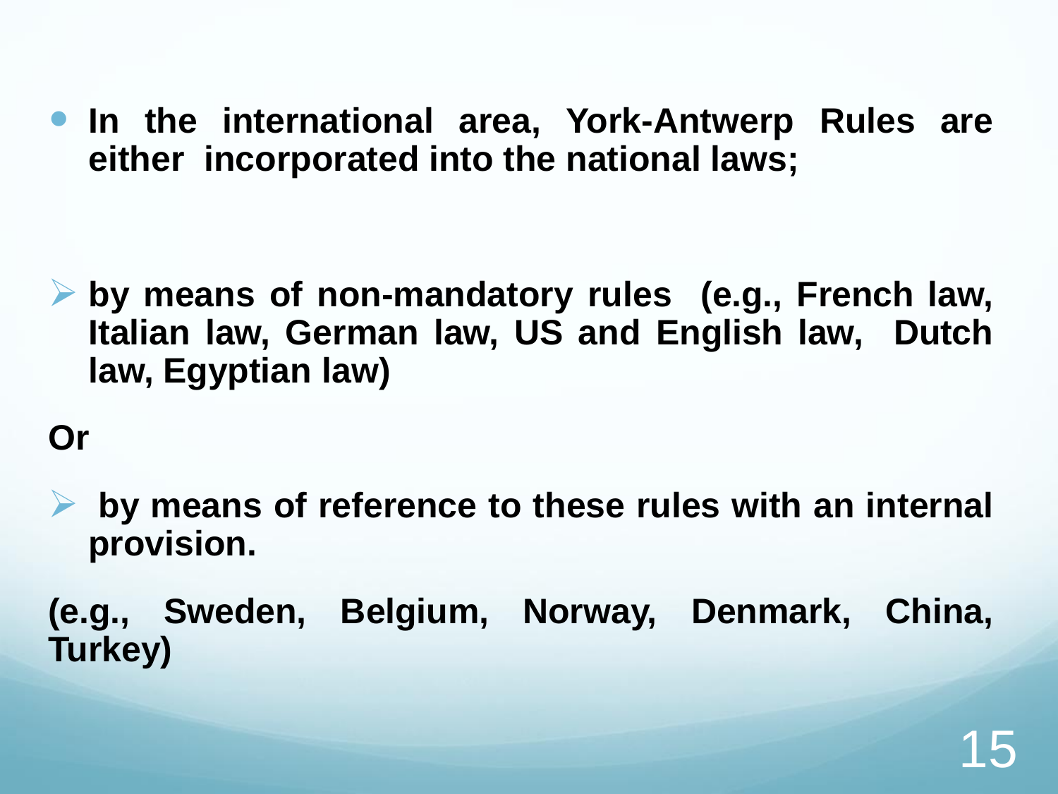- **In the international area, York-Antwerp Rules are either incorporated into the national laws;**

  - **by means of non-mandatory rules (e.g., French law, Italian law, German law, US and English law, Dutch law, Egyptian law)**

**Or**

  - **by means of reference to these rules with an internal provision.**

**(e.g., Sweden, Belgium, Norway, Denmark, China, Turkey)**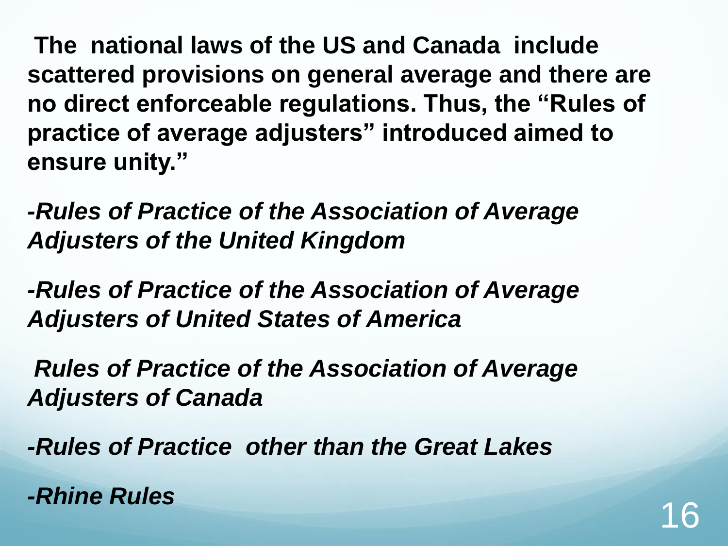**The national laws of the US and Canada include scattered provisions on general average and there are no direct enforceable regulations. Thus, the "Rules of practice of average adjusters" introduced aimed to ensure unity."**

***-Rules of Practice of the Association of Average Adjusters of the United Kingdom***

***-Rules of Practice of the Association of Average Adjusters of United States of America***

***Rules of Practice of the Association of Average Adjusters of Canada***

***-Rules of Practice other than the Great Lakes***

***-Rhine Rules***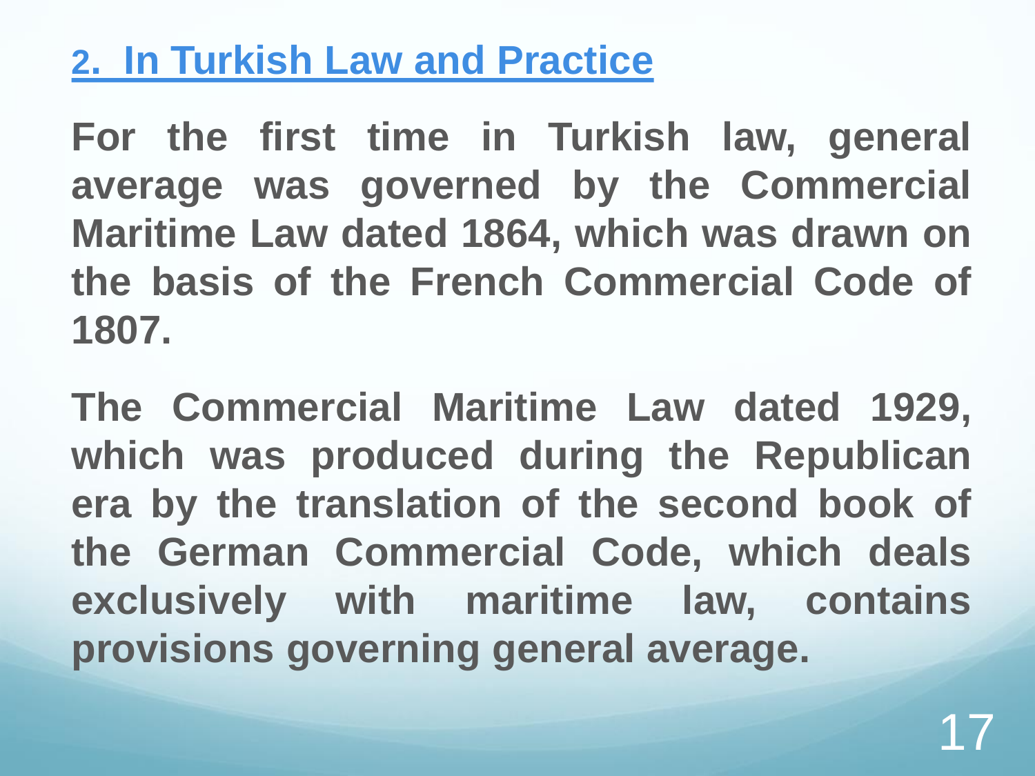## 2. In Turkish Law and Practice

**For the first time in Turkish law, general average was governed by the Commercial Maritime Law dated 1864, which was drawn on the basis of the French Commercial Code of 1807.**

**The Commercial Maritime Law dated 1929, which was produced during the Republican era by the translation of the second book of the German Commercial Code, which deals exclusively with maritime law, contains provisions governing general average.**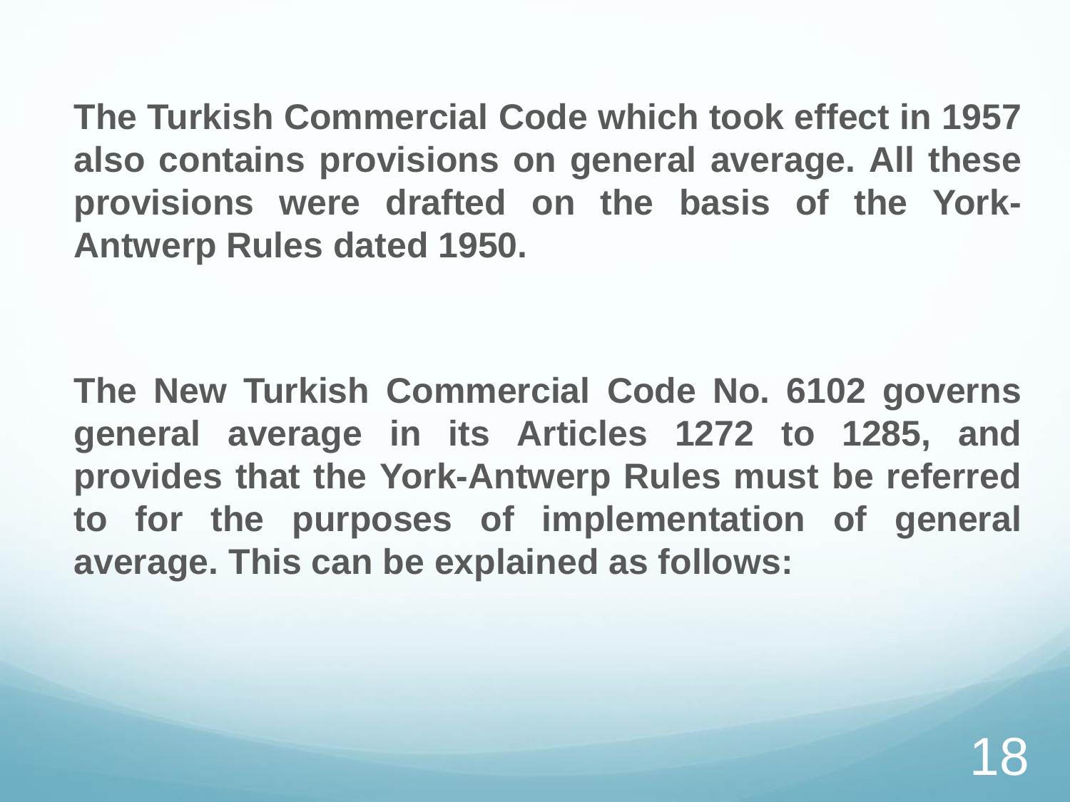**The Turkish Commercial Code which took effect in 1957 also contains provisions on general average. All these provisions were drafted on the basis of the York-Antwerp Rules dated 1950.**

**The New Turkish Commercial Code No. 6102 governs general average in its Articles 1272 to 1285, and provides that the York-Antwerp Rules must be referred to for the purposes of implementation of general average. This can be explained as follows:**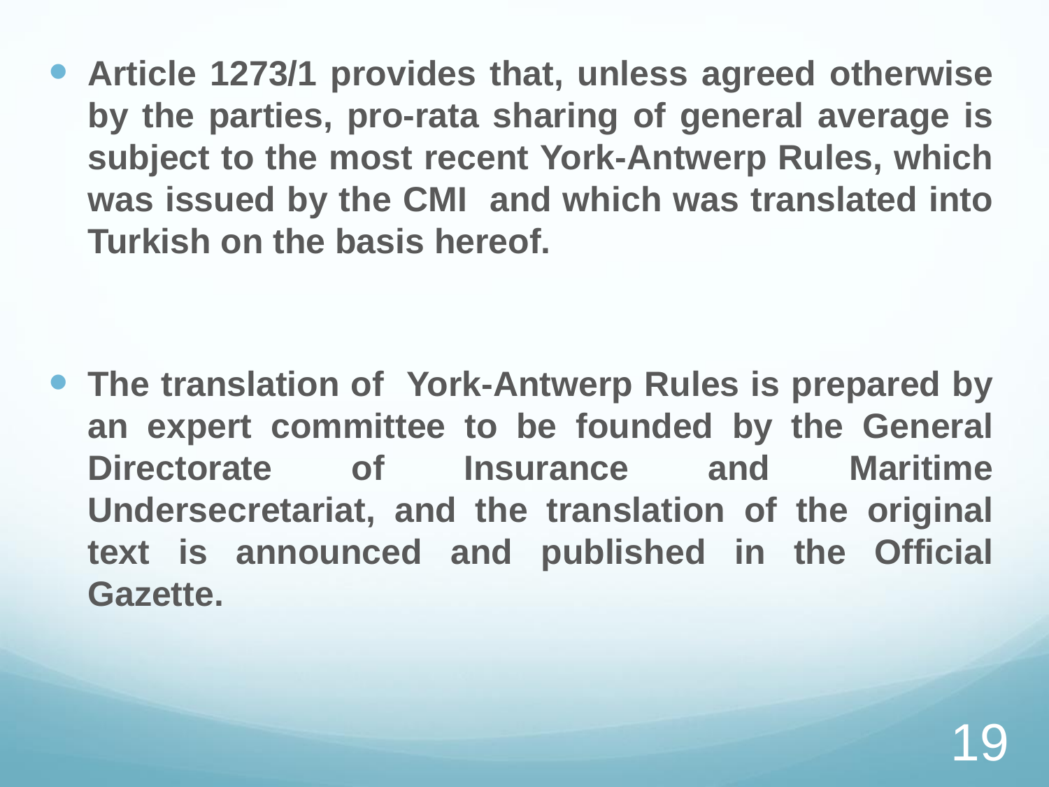- **Article 1273/1 provides that, unless agreed otherwise by the parties, pro-rata sharing of general average is subject to the most recent York-Antwerp Rules, which was issued by the CMI and which was translated into Turkish on the basis hereof.**

- **The translation of York-Antwerp Rules is prepared by an expert committee to be founded by the General Directorate of Insurance and Maritime Undersecretariat, and the translation of the original text is announced and published in the Official Gazette.**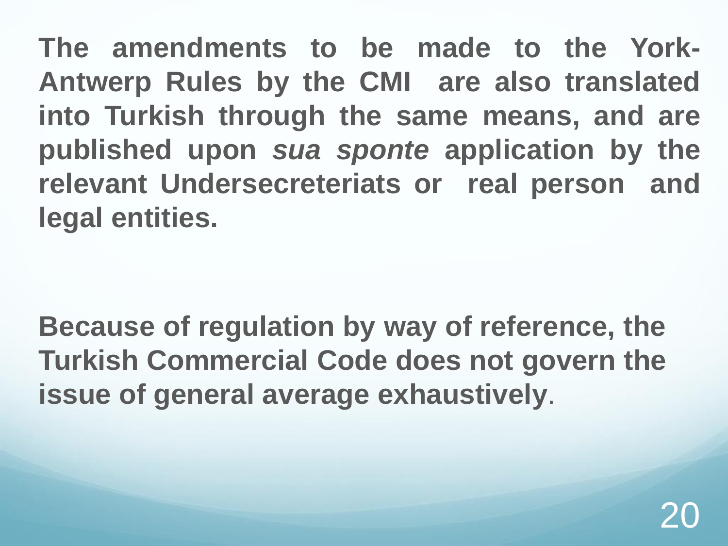**The amendments to be made to the York-Antwerp Rules by the CMI are also translated into Turkish through the same means, and are published upon *sua sponte* application by the relevant Undersecreteriats or real person and legal entities.**

**Because of regulation by way of reference, the Turkish Commercial Code does not govern the issue of general average exhaustively**.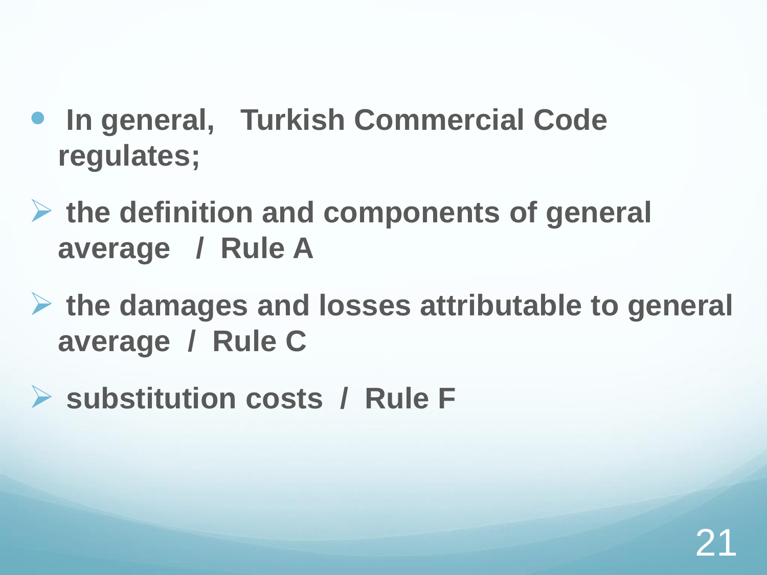- **In general, Turkish Commercial Code regulates;**
  - **the definition and components of general average / Rule A**
  - **the damages and losses attributable to general average / Rule C**
  - **substitution costs / Rule F**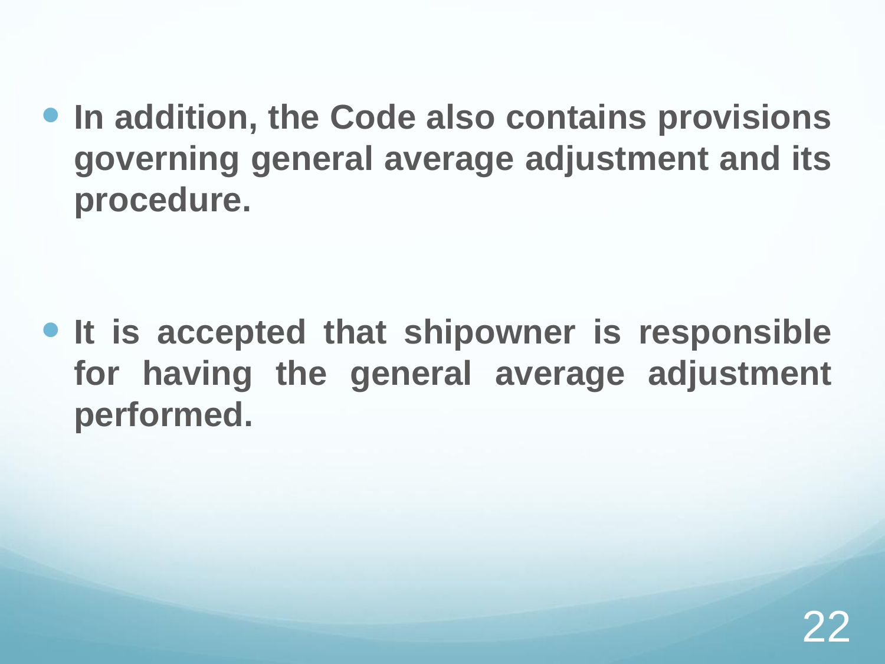- **In addition, the Code also contains provisions governing general average adjustment and its procedure.**

- **It is accepted that shipowner is responsible for having the general average adjustment performed.**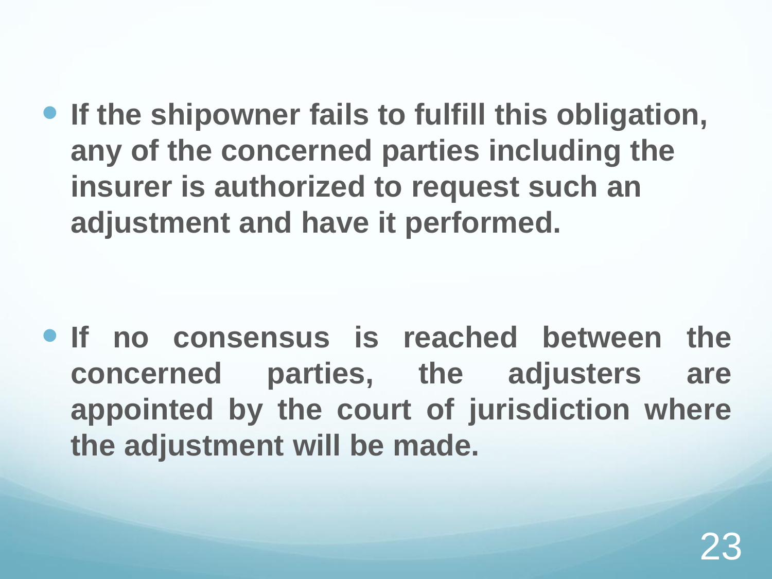- **If the shipowner fails to fulfill this obligation, any of the concerned parties including the insurer is authorized to request such an adjustment and have it performed.**

- **If no consensus is reached between the concerned parties, the adjusters are appointed by the court of jurisdiction where the adjustment will be made.**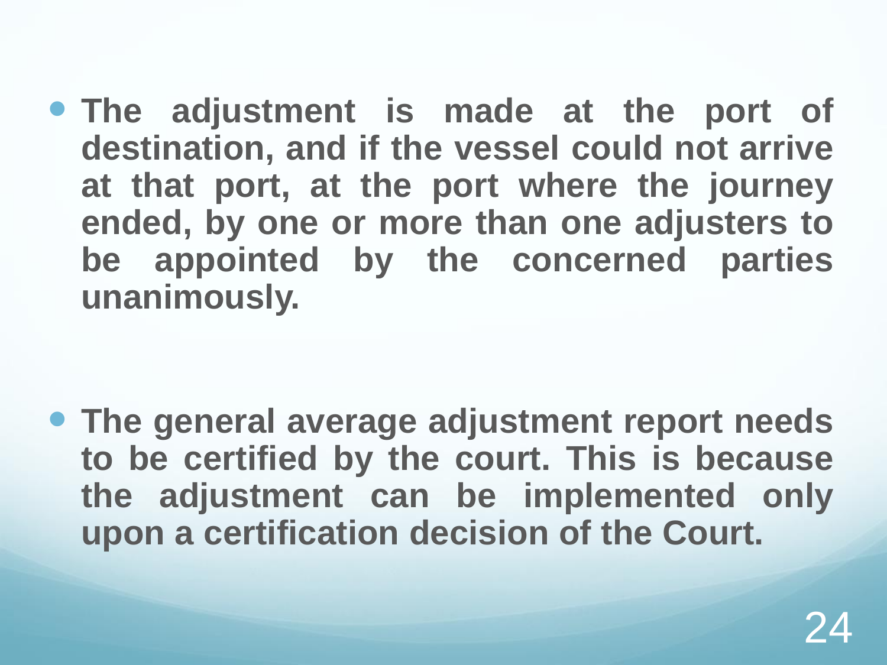- **The adjustment is made at the port of destination, and if the vessel could not arrive at that port, at the port where the journey ended, by one or more than one adjusters to be appointed by the concerned parties unanimously.**

- **The general average adjustment report needs to be certified by the court. This is because the adjustment can be implemented only upon a certification decision of the Court.**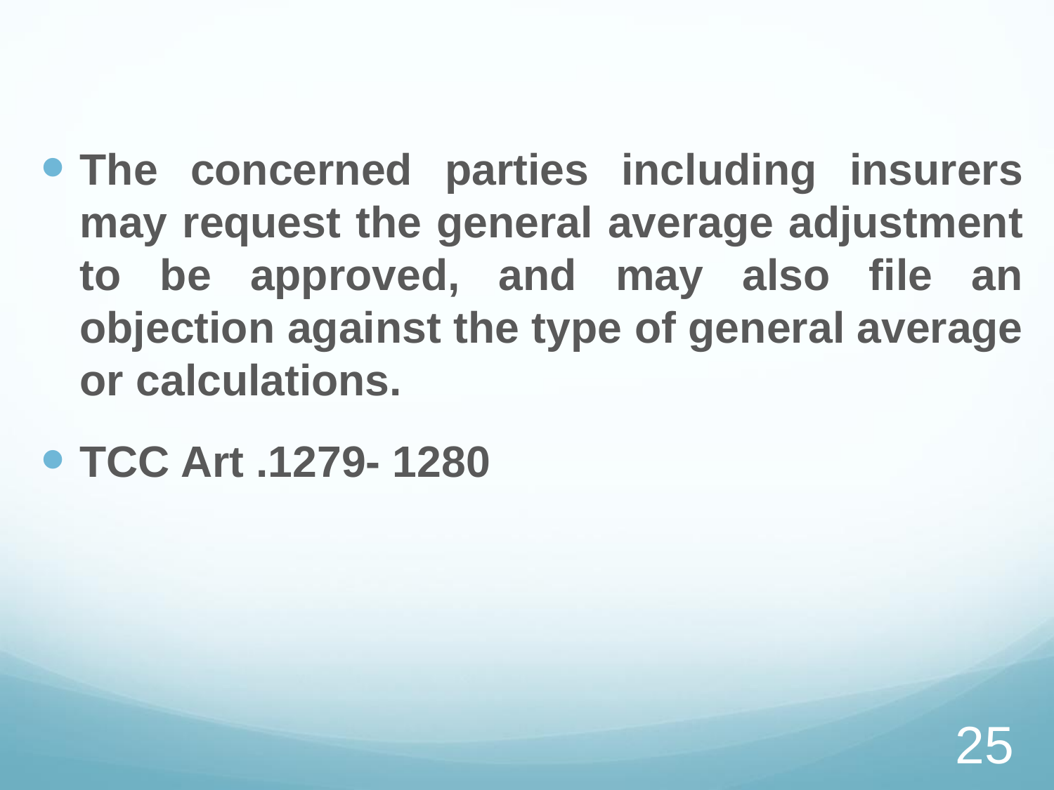- **The concerned parties including insurers may request the general average adjustment to be approved, and may also file an objection against the type of general average or calculations.**
- **TCC Art .1279- 1280**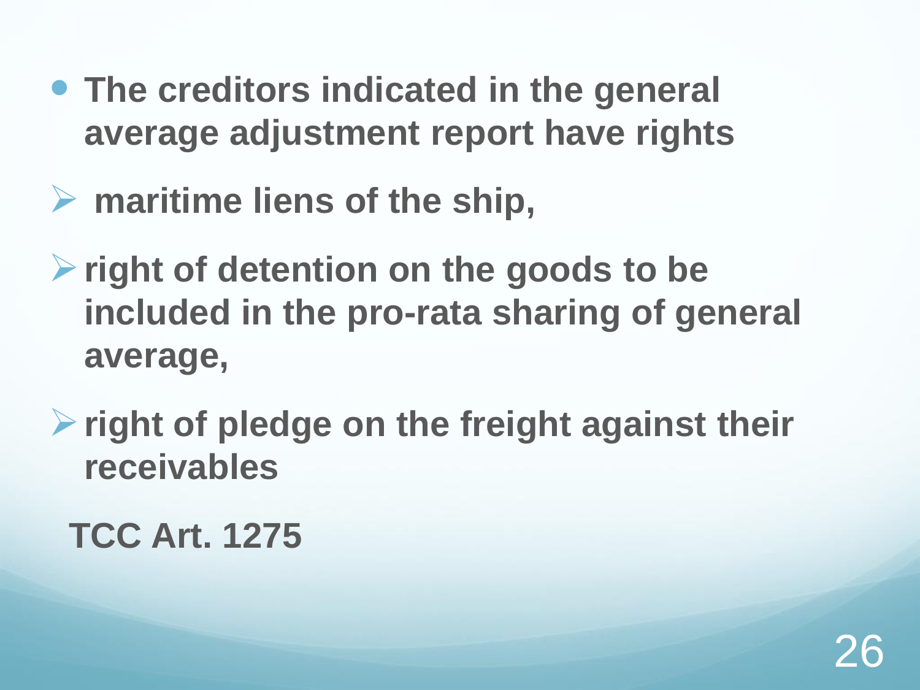- **The creditors indicated in the general average adjustment report have rights**
  - **maritime liens of the ship,**
  - **right of detention on the goods to be included in the pro-rata sharing of general average,**
  - **right of pledge on the freight against their receivables**

**TCC Art. 1275**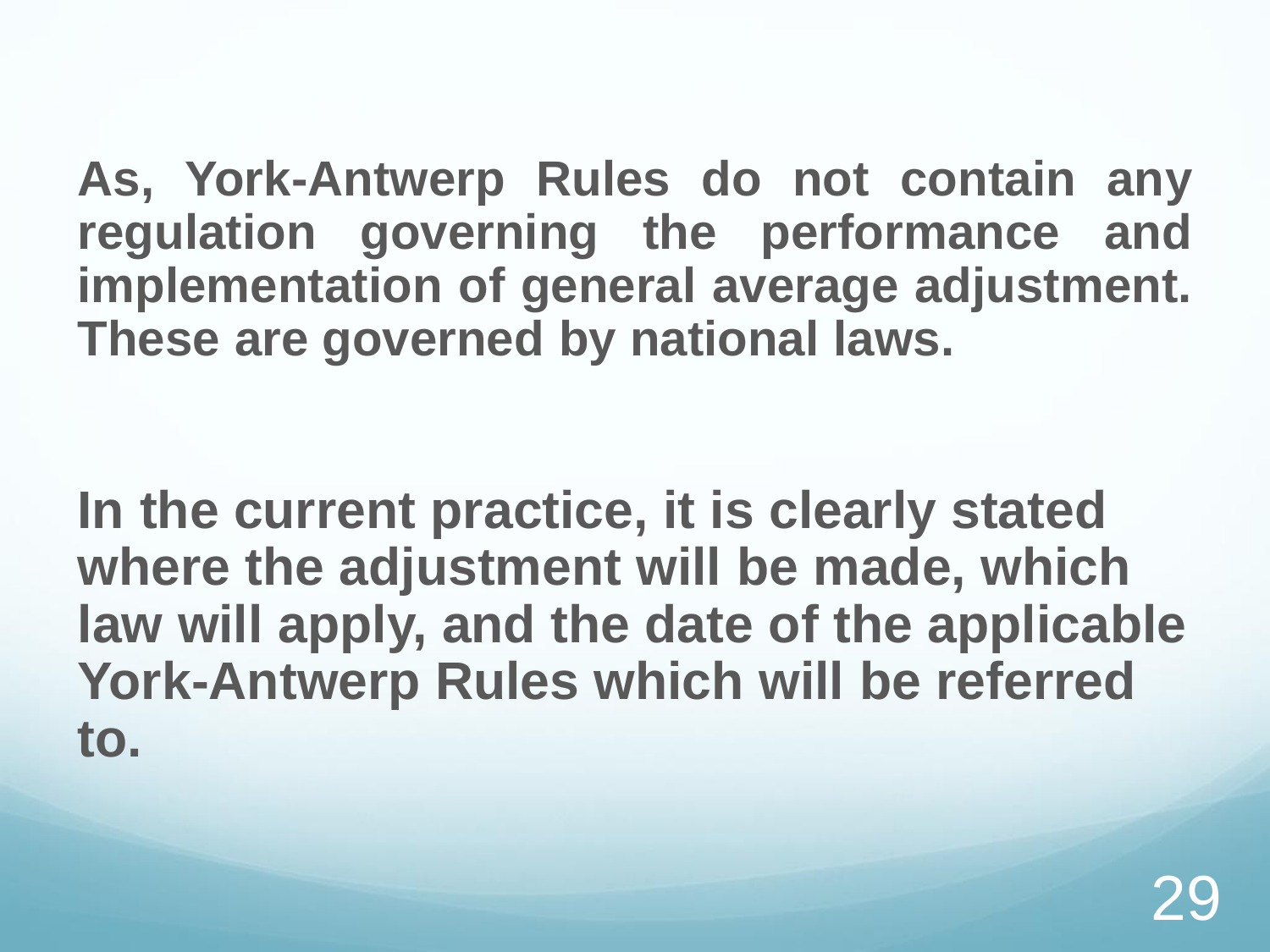**As, York-Antwerp Rules do not contain any regulation governing the performance and implementation of general average adjustment. These are governed by national laws.**

**In the current practice, it is clearly stated where the adjustment will be made, which law will apply, and the date of the applicable York-Antwerp Rules which will be referred to.**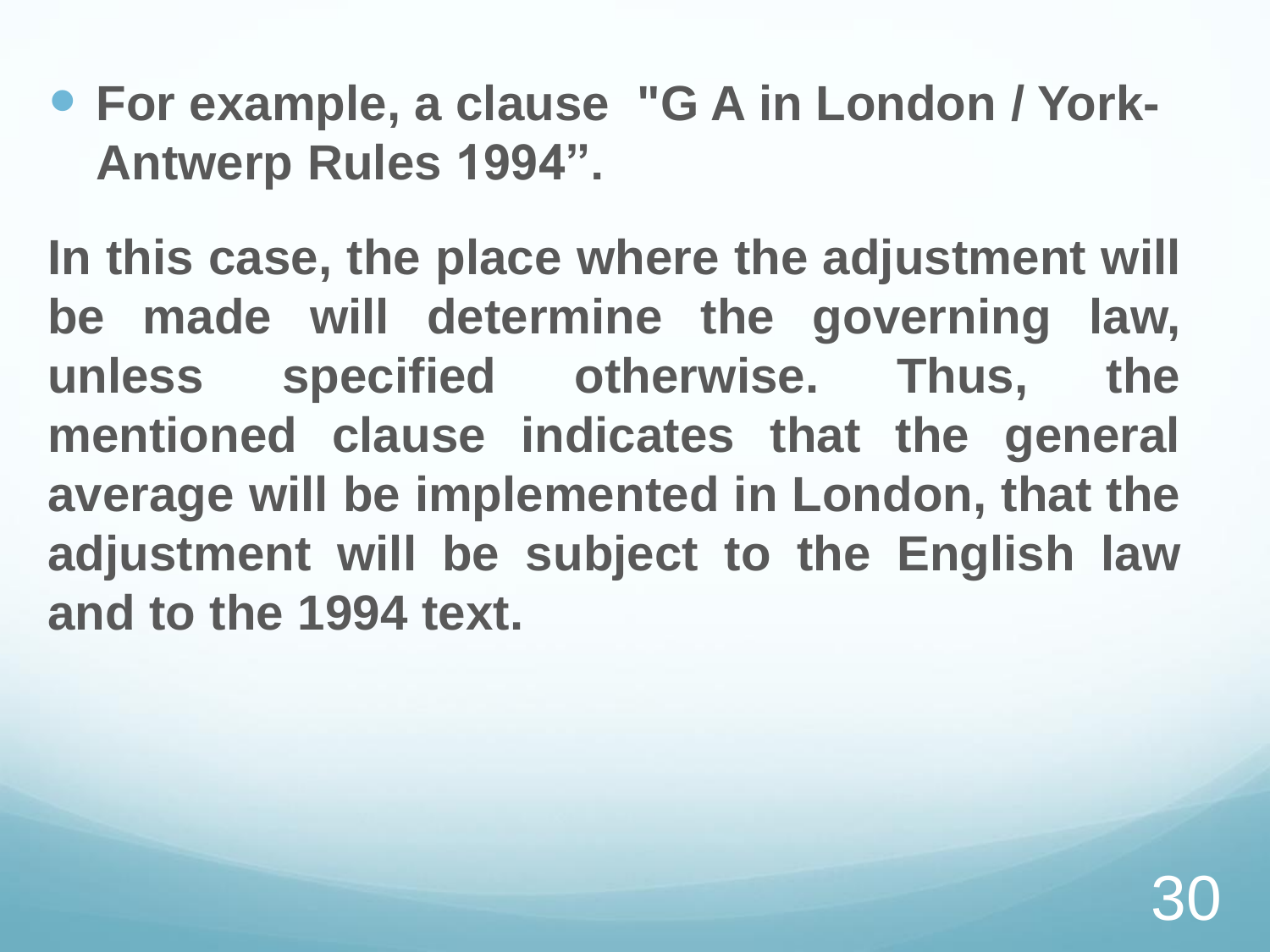- **For example, a clause "G A in London / York-Antwerp Rules 1994”.**

**In this case, the place where the adjustment will be made will determine the governing law, unless specified otherwise. Thus, the mentioned clause indicates that the general average will be implemented in London, that the adjustment will be subject to the English law and to the 1994 text.**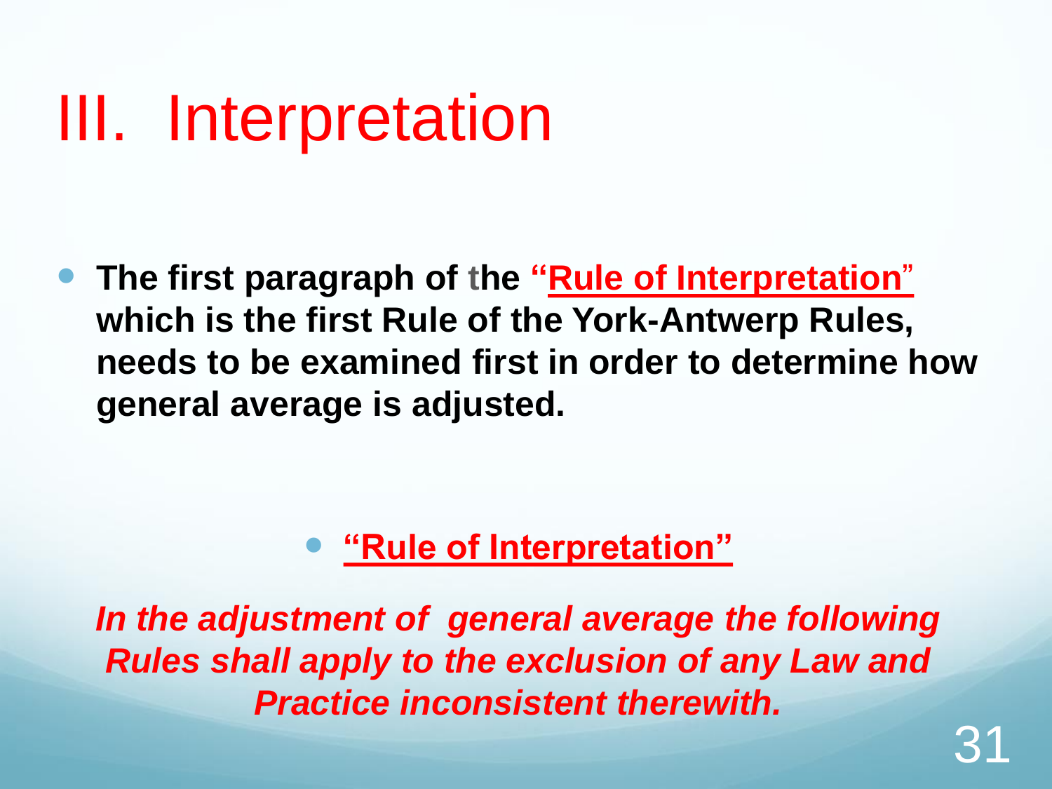# III. Interpretation

- **The first paragraph of the "Rule of Interpretation" which is the first Rule of the York-Antwerp Rules, needs to be examined first in order to determine how general average is adjusted.**

  - **"Rule of Interpretation"**

***In the adjustment of general average the following Rules shall apply to the exclusion of any Law and Practice inconsistent therewith.***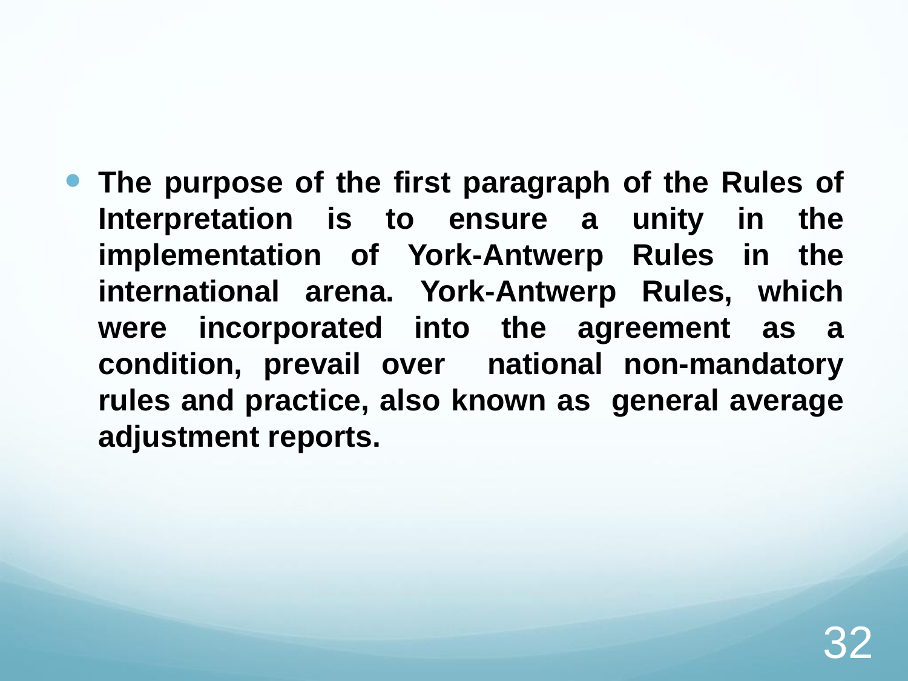- **The purpose of the first paragraph of the Rules of Interpretation is to ensure a unity in the implementation of York-Antwerp Rules in the international arena. York-Antwerp Rules, which were incorporated into the agreement as a condition, prevail over national non-mandatory rules and practice, also known as general average adjustment reports.**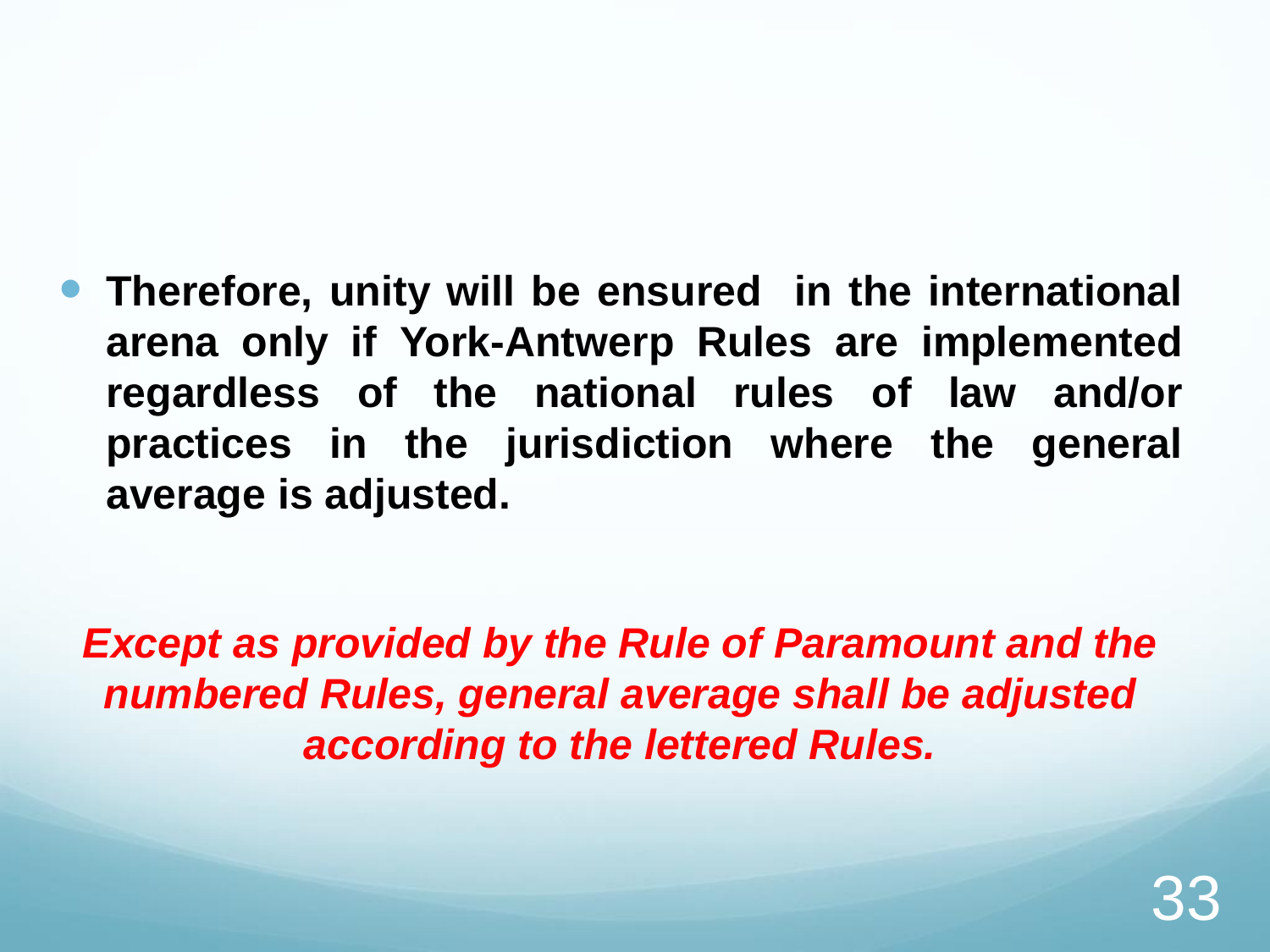- **Therefore, unity will be ensured in the international arena only if York-Antwerp Rules are implemented regardless of the national rules of law and/or practices in the jurisdiction where the general average is adjusted.**

***Except as provided by the Rule of Paramount and the numbered Rules, general average shall be adjusted according to the lettered Rules.***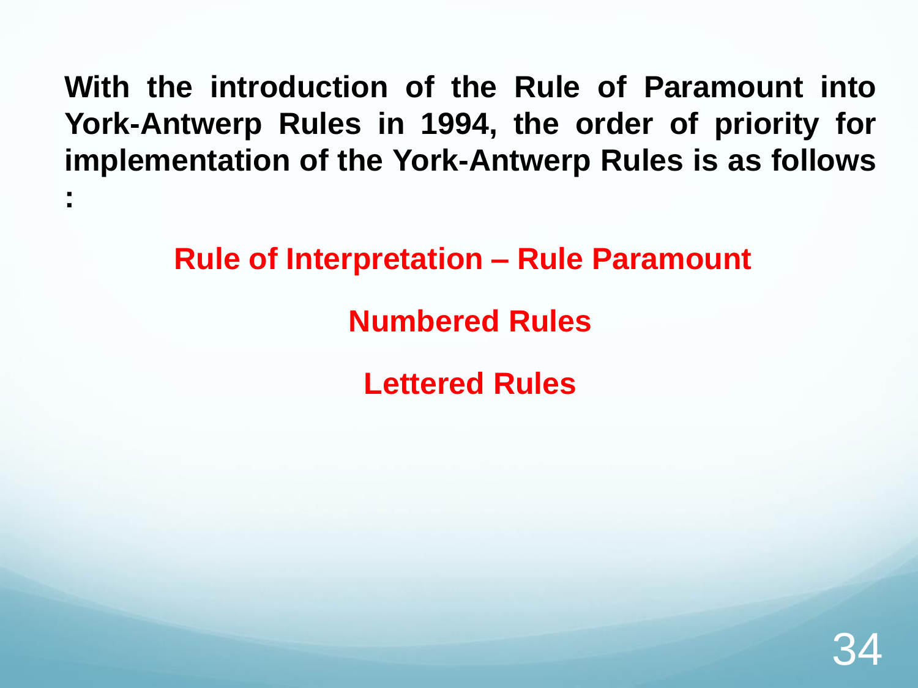**With the introduction of the Rule of Paramount into York-Antwerp Rules in 1994, the order of priority for implementation of the York-Antwerp Rules is as follows :**

**Rule of Interpretation – Rule Paramount**

**Numbered Rules**

**Lettered Rules**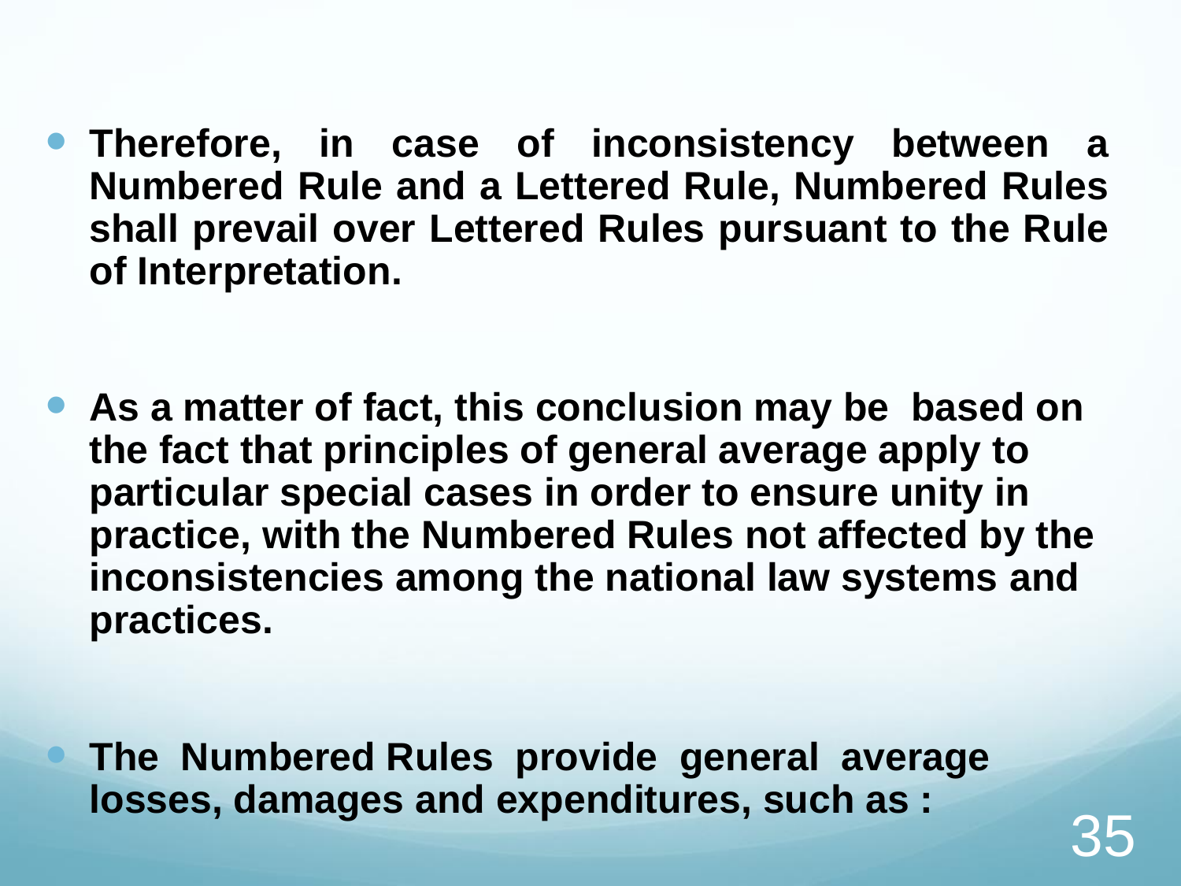- **Therefore, in case of inconsistency between a Numbered Rule and a Lettered Rule, Numbered Rules shall prevail over Lettered Rules pursuant to the Rule of Interpretation.**

- **As a matter of fact, this conclusion may be based on the fact that principles of general average apply to particular special cases in order to ensure unity in practice, with the Numbered Rules not affected by the inconsistencies among the national law systems and practices.**

- **The Numbered Rules provide general average losses, damages and expenditures, such as :**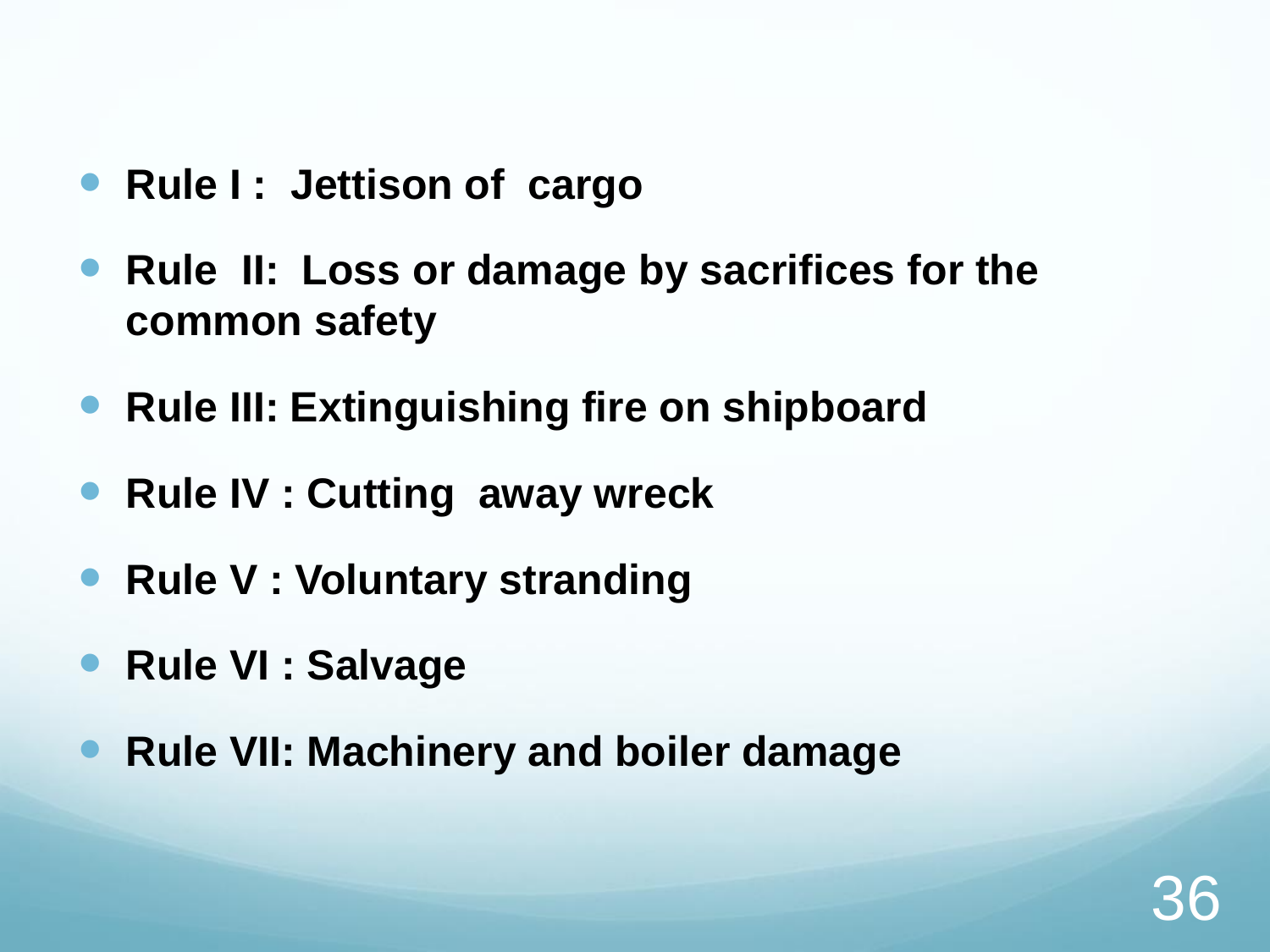- **Rule I : Jettison of cargo**
- **Rule II: Loss or damage by sacrifices for the common safety**
- **Rule III: Extinguishing fire on shipboard**
- **Rule IV : Cutting away wreck**
- **Rule V : Voluntary stranding**
- **Rule VI : Salvage**
- **Rule VII: Machinery and boiler damage**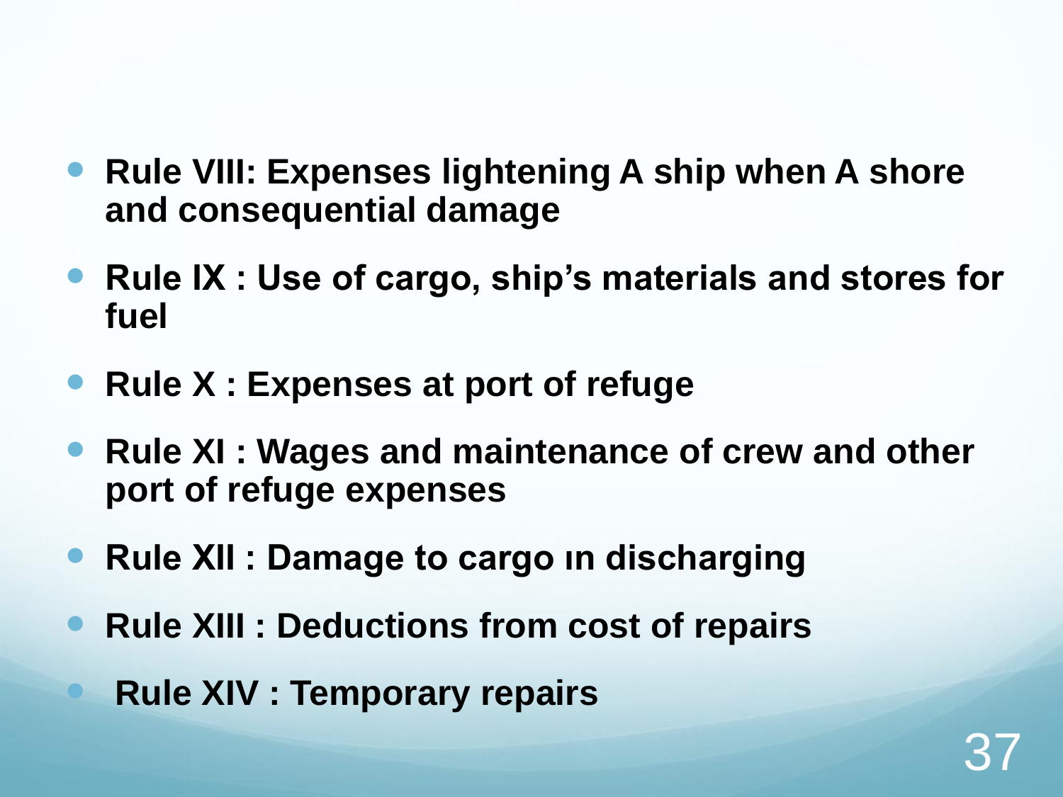- **Rule VIII: Expenses lightening A ship when A shore and consequential damage**
- **Rule IX : Use of cargo, ship's materials and stores for fuel**
- **Rule X : Expenses at port of refuge**
- **Rule XI : Wages and maintenance of crew and other port of refuge expenses**
- **Rule XII : Damage to cargo ın discharging**
- **Rule XIII : Deductions from cost of repairs**
- **Rule XIV : Temporary repairs**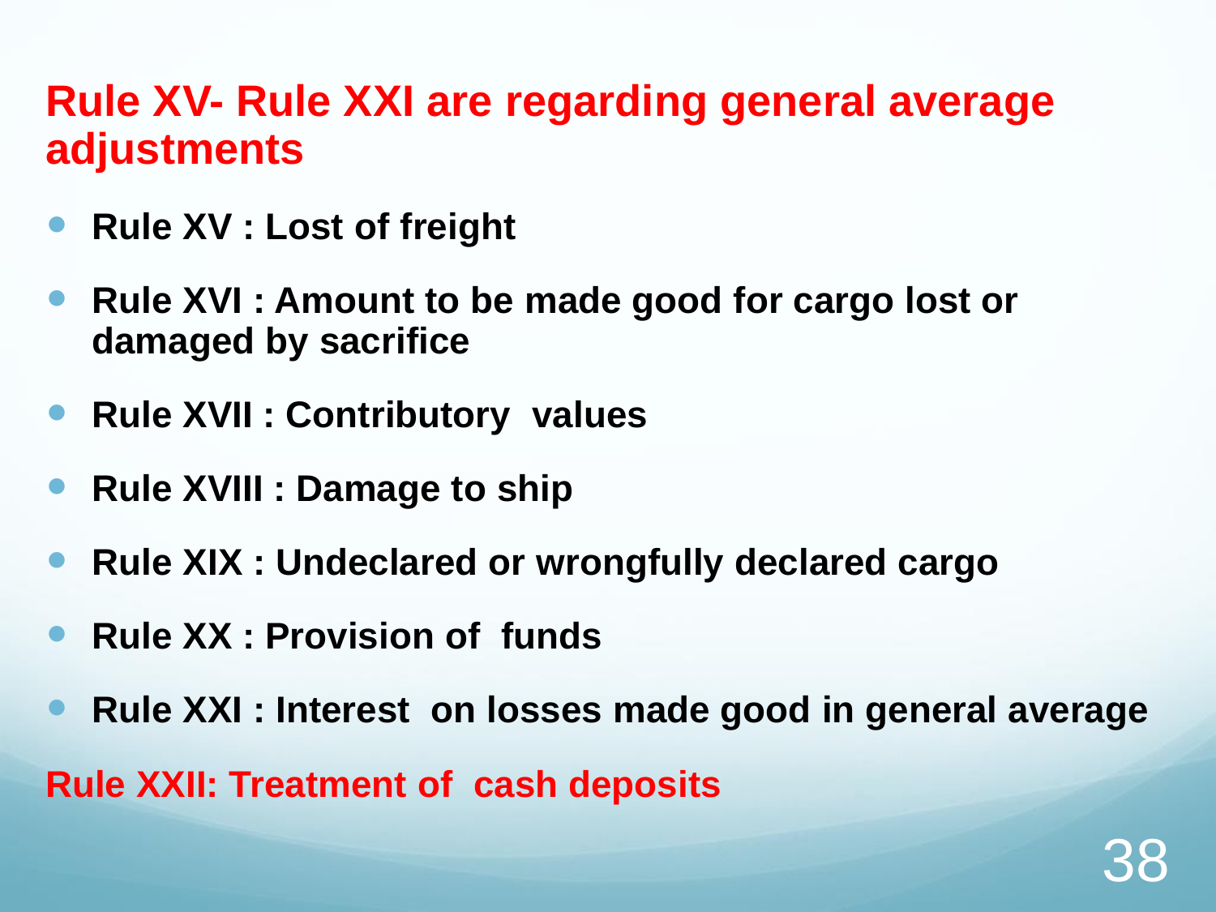## Rule XV- Rule XXI are regarding general average adjustments

- **Rule XV : Lost of freight**
- **Rule XVI : Amount to be made good for cargo lost or damaged by sacrifice**
- **Rule XVII : Contributory values**
- **Rule XVIII : Damage to ship**
- **Rule XIX : Undeclared or wrongfully declared cargo**
- **Rule XX : Provision of funds**
- **Rule XXI : Interest on losses made good in general average**

**Rule XXII: Treatment of cash deposits**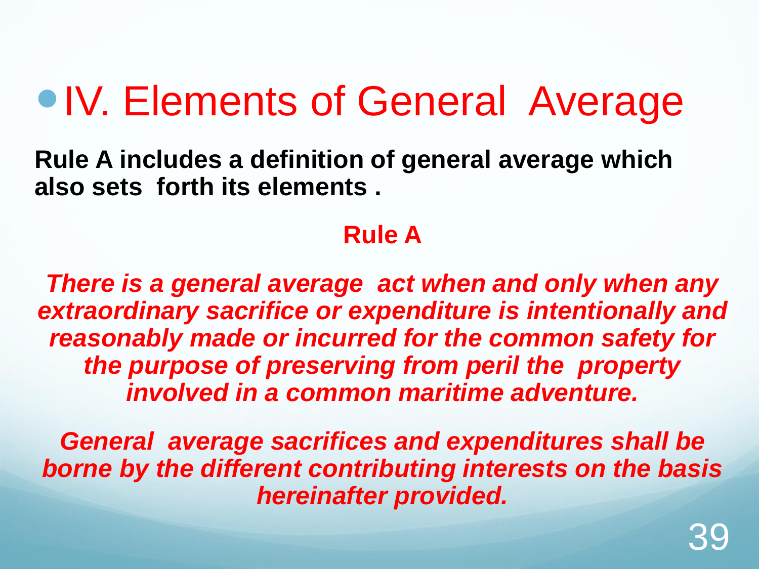# IV. Elements of General Average

**Rule A includes a definition of general average which also sets forth its elements .**

**Rule A**

***There is a general average act when and only when any extraordinary sacrifice or expenditure is intentionally and reasonably made or incurred for the common safety for the purpose of preserving from peril the property involved in a common maritime adventure.***

***General average sacrifices and expenditures shall be borne by the different contributing interests on the basis hereinafter provided.***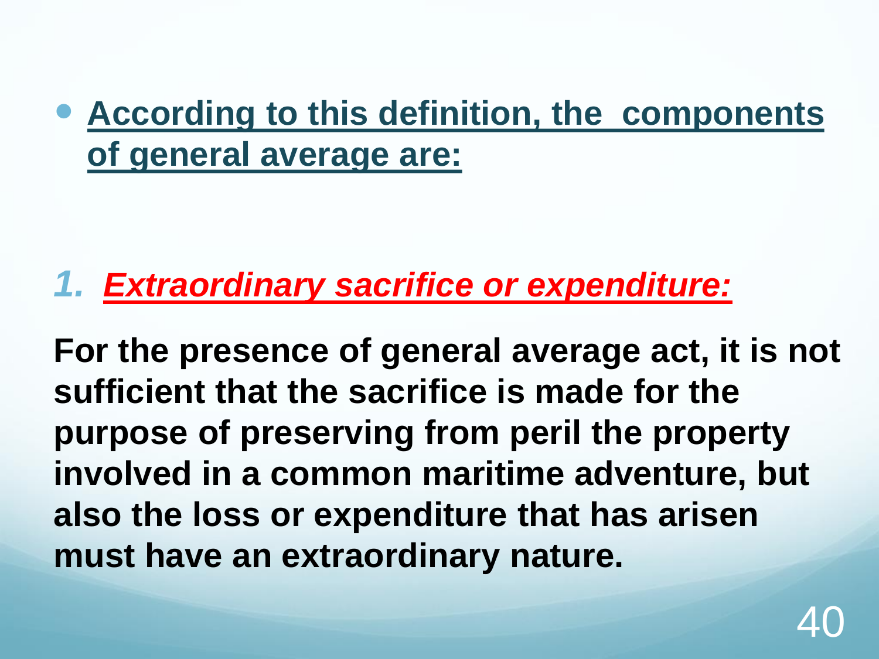- **According to this definition, the components of general average are:**

1. ***Extraordinary sacrifice or expenditure:***

**For the presence of general average act, it is not sufficient that the sacrifice is made for the purpose of preserving from peril the property involved in a common maritime adventure, but also the loss or expenditure that has arisen must have an extraordinary nature.**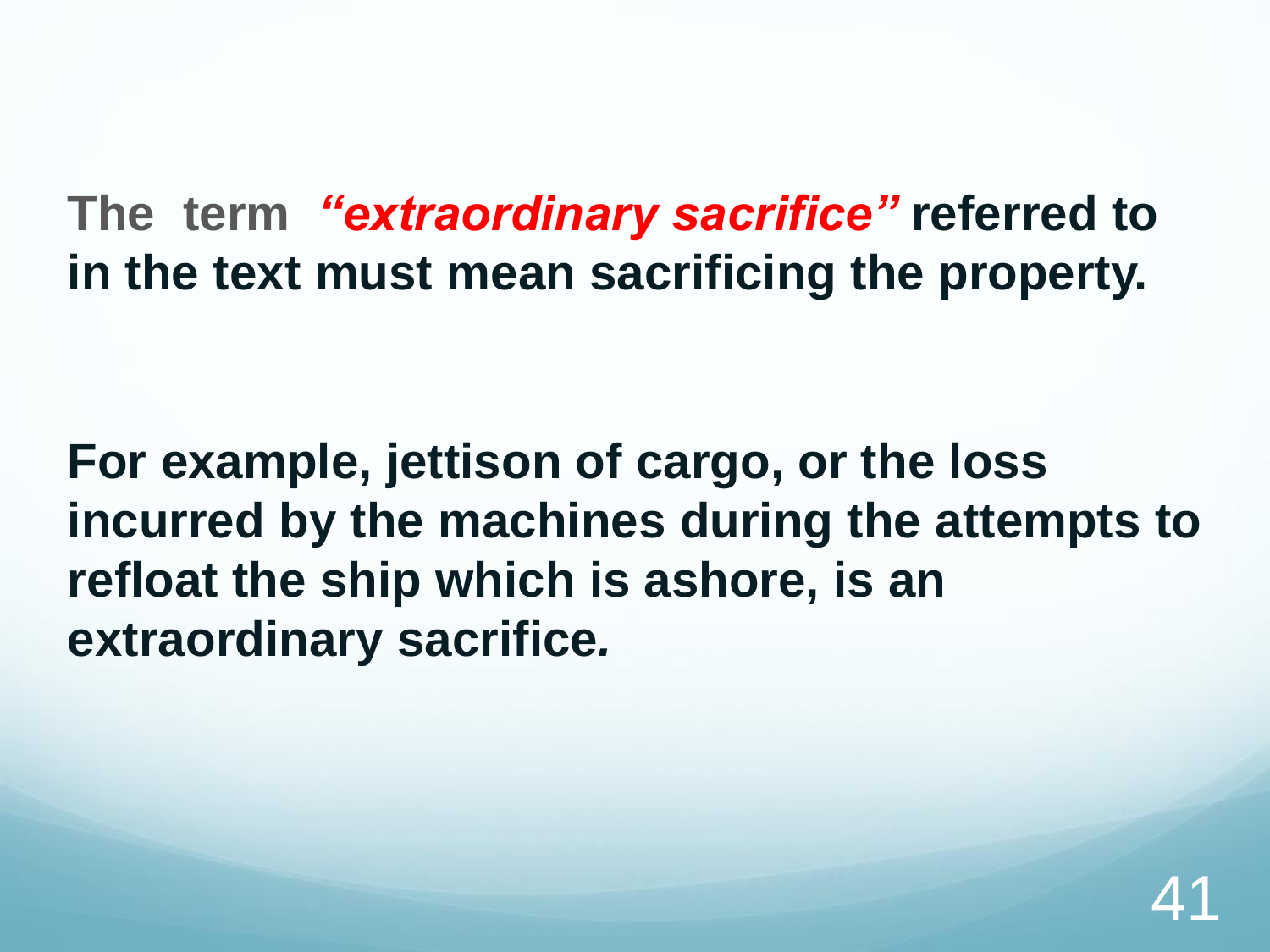**The term *"extraordinary sacrifice"* referred to in the text must mean sacrificing the property.**

**For example, jettison of cargo, or the loss incurred by the machines during the attempts to refloat the ship which is ashore, is an extraordinary sacrifice.**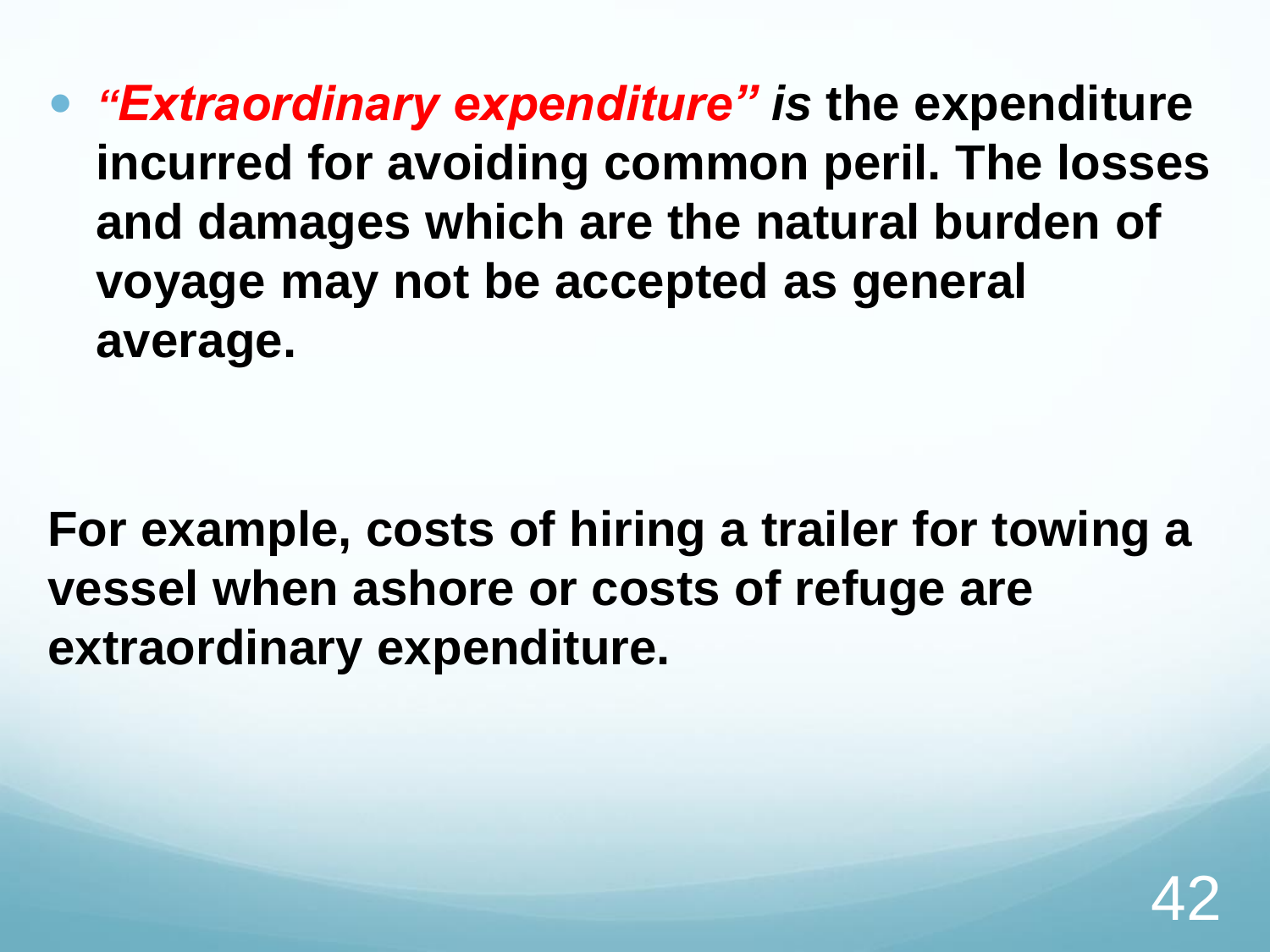- ***"Extraordinary expenditure" is*** **the expenditure incurred for avoiding common peril. The losses and damages which are the natural burden of voyage may not be accepted as general average.**

**For example, costs of hiring a trailer for towing a vessel when ashore or costs of refuge are extraordinary expenditure.**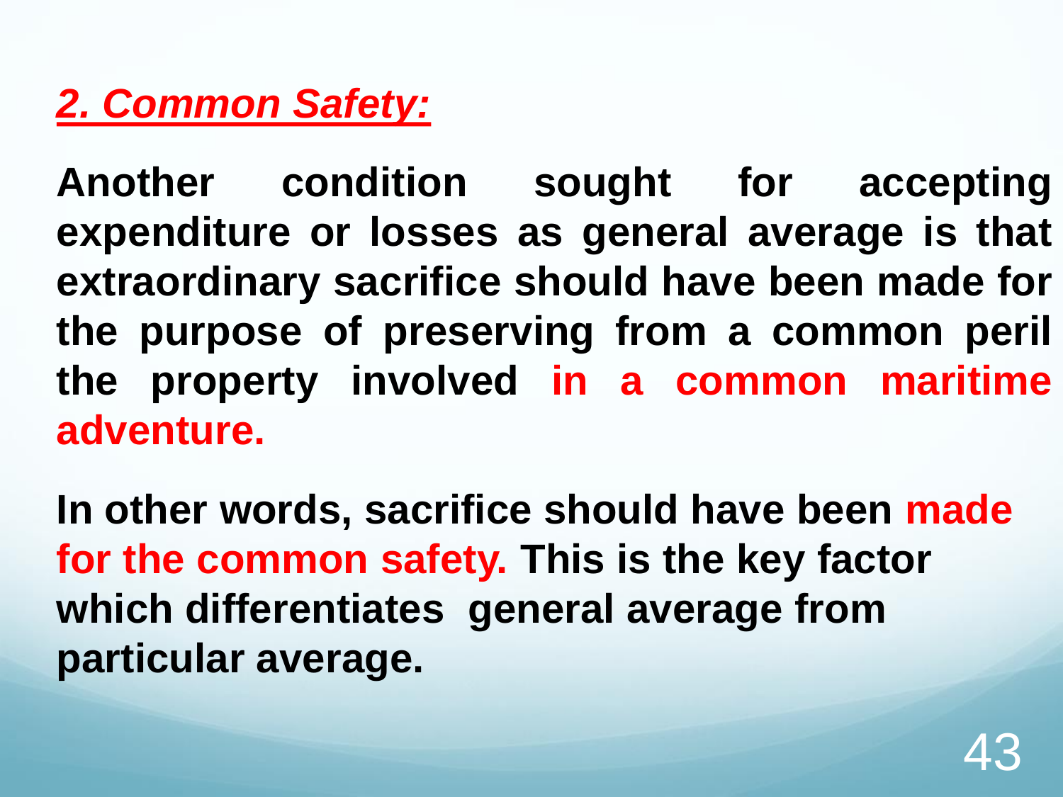## ***2. Common Safety:***

**Another condition sought for accepting expenditure or losses as general average is that extraordinary sacrifice should have been made for the purpose of preserving from a common peril the property involved in a common maritime adventure.**

**In other words, sacrifice should have been made for the common safety. This is the key factor which differentiates general average from particular average.**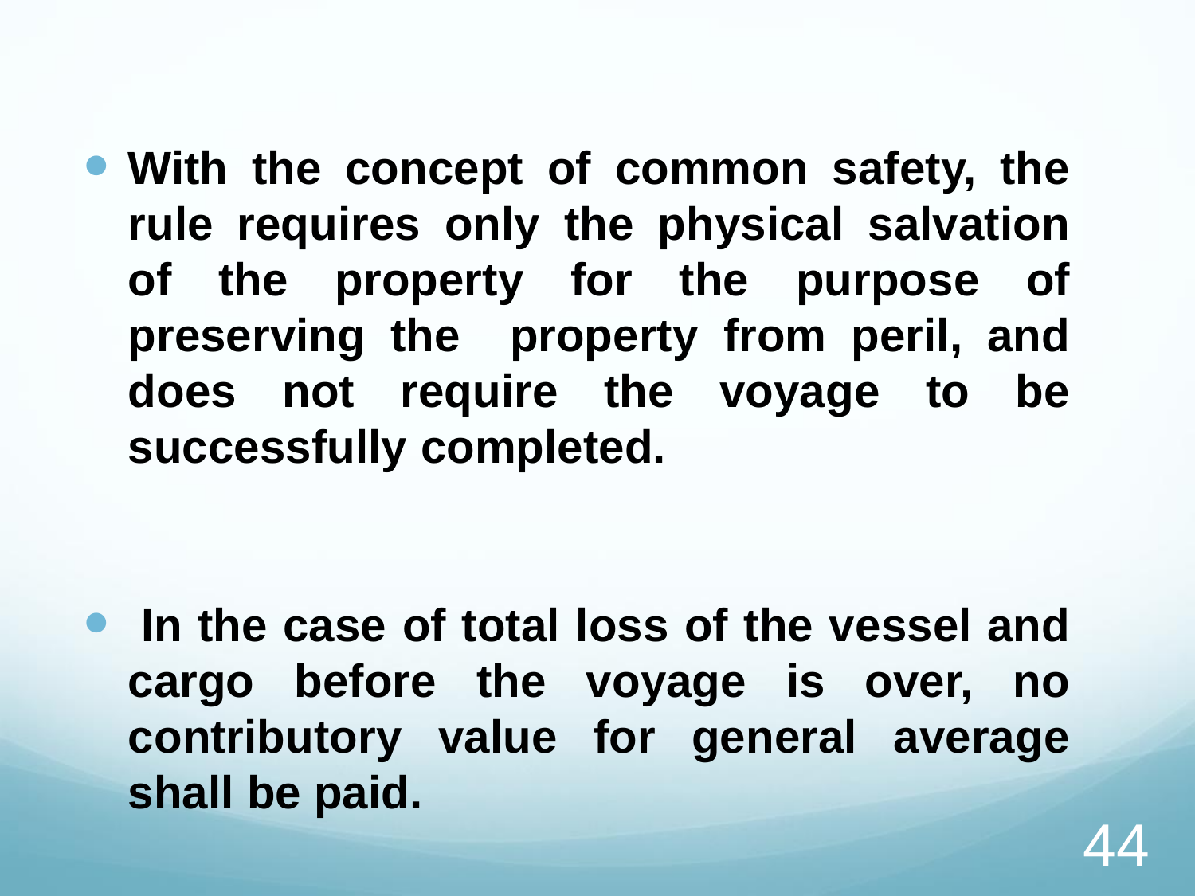- **With the concept of common safety, the rule requires only the physical salvation of the property for the purpose of preserving the property from peril, and does not require the voyage to be successfully completed.**

- **In the case of total loss of the vessel and cargo before the voyage is over, no contributory value for general average shall be paid.**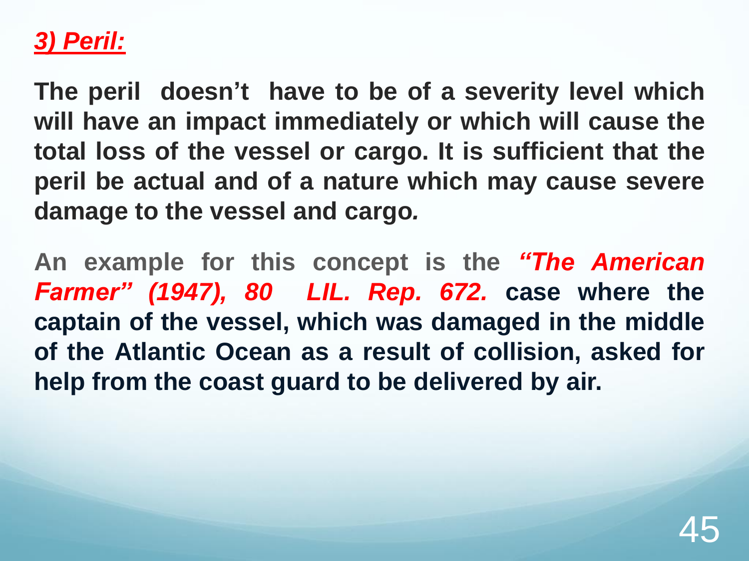***3) Peril:***

**The peril doesn't have to be of a severity level which will have an impact immediately or which will cause the total loss of the vessel or cargo. It is sufficient that the peril be actual and of a nature which may cause severe damage to the vessel and cargo*.***

**An example for this concept is the *"The American Farmer" (1947), 80 LIL. Rep. 672.* case where the captain of the vessel, which was damaged in the middle of the Atlantic Ocean as a result of collision, asked for help from the coast guard to be delivered by air.**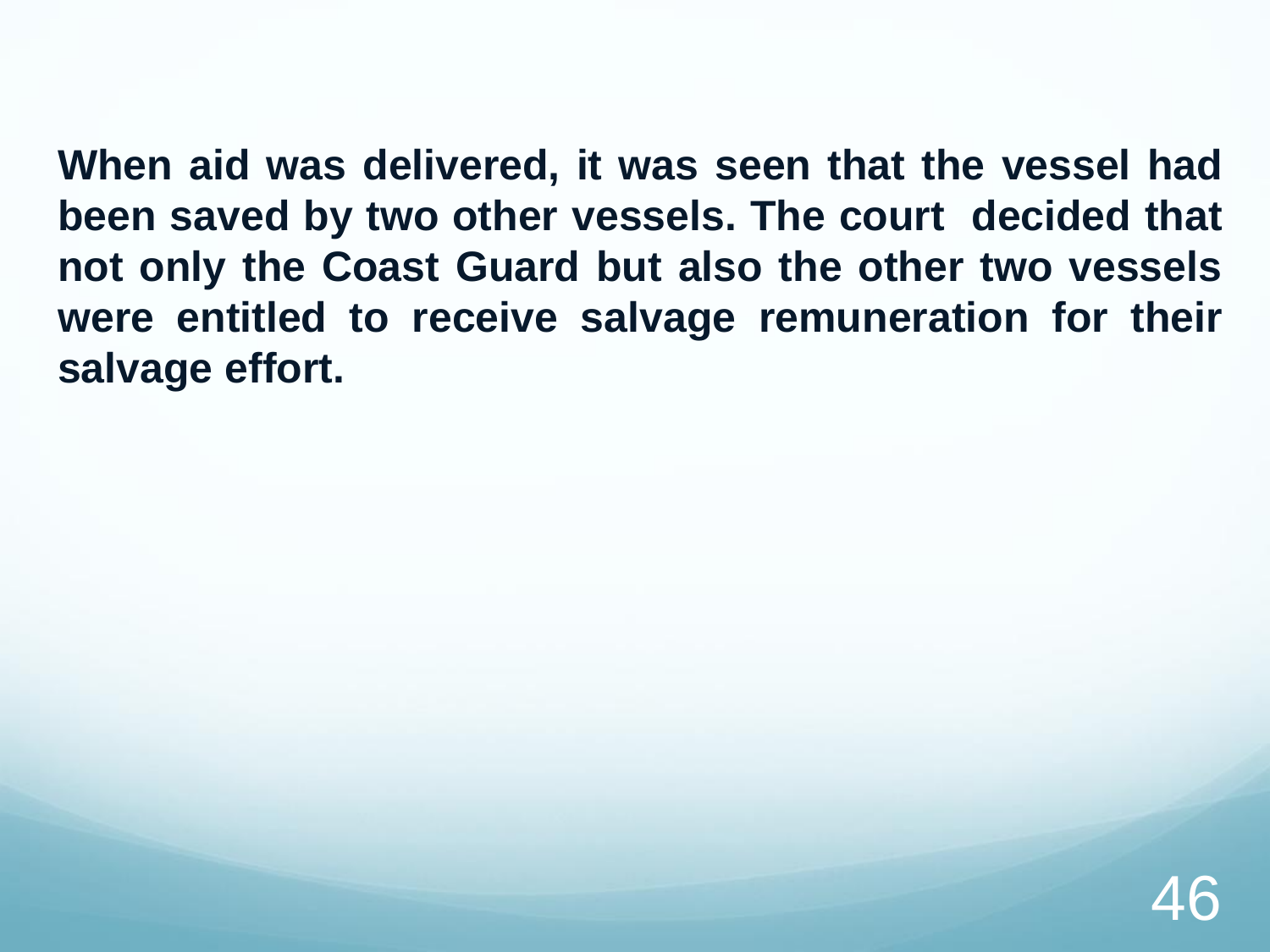**When aid was delivered, it was seen that the vessel had been saved by two other vessels. The court decided that not only the Coast Guard but also the other two vessels were entitled to receive salvage remuneration for their salvage effort.**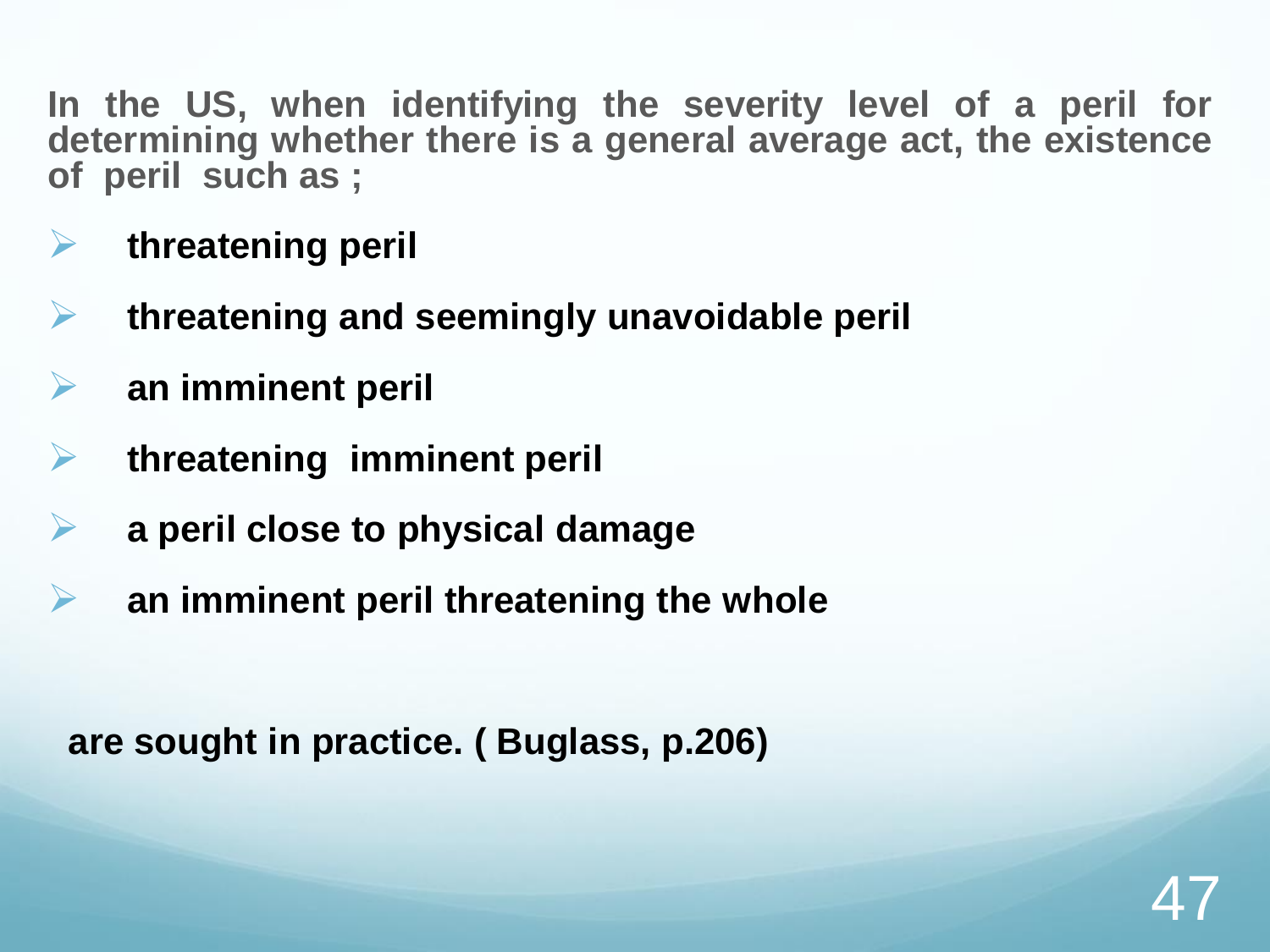In the US, when identifying the severity level of a peril for determining whether there is a general average act, the existence of peril such as ;

- **threatening peril**
- **threatening and seemingly unavoidable peril**
- **an imminent peril**
- **threatening imminent peril**
- **a peril close to physical damage**
- **an imminent peril threatening the whole**

**are sought in practice. ( Buglass, p.206)**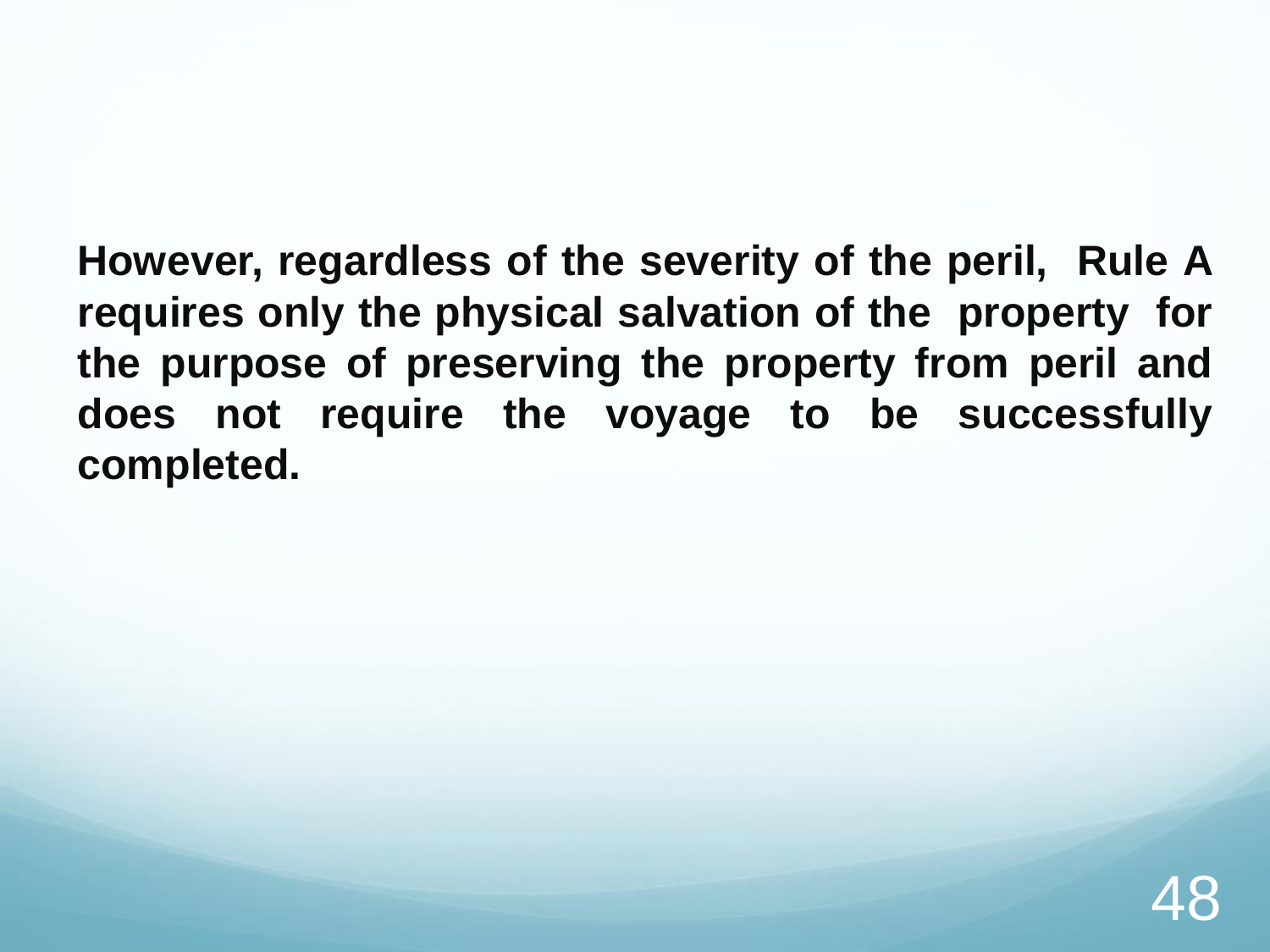**However, regardless of the severity of the peril, Rule A requires only the physical salvation of the property for the purpose of preserving the property from peril and does not require the voyage to be successfully completed.**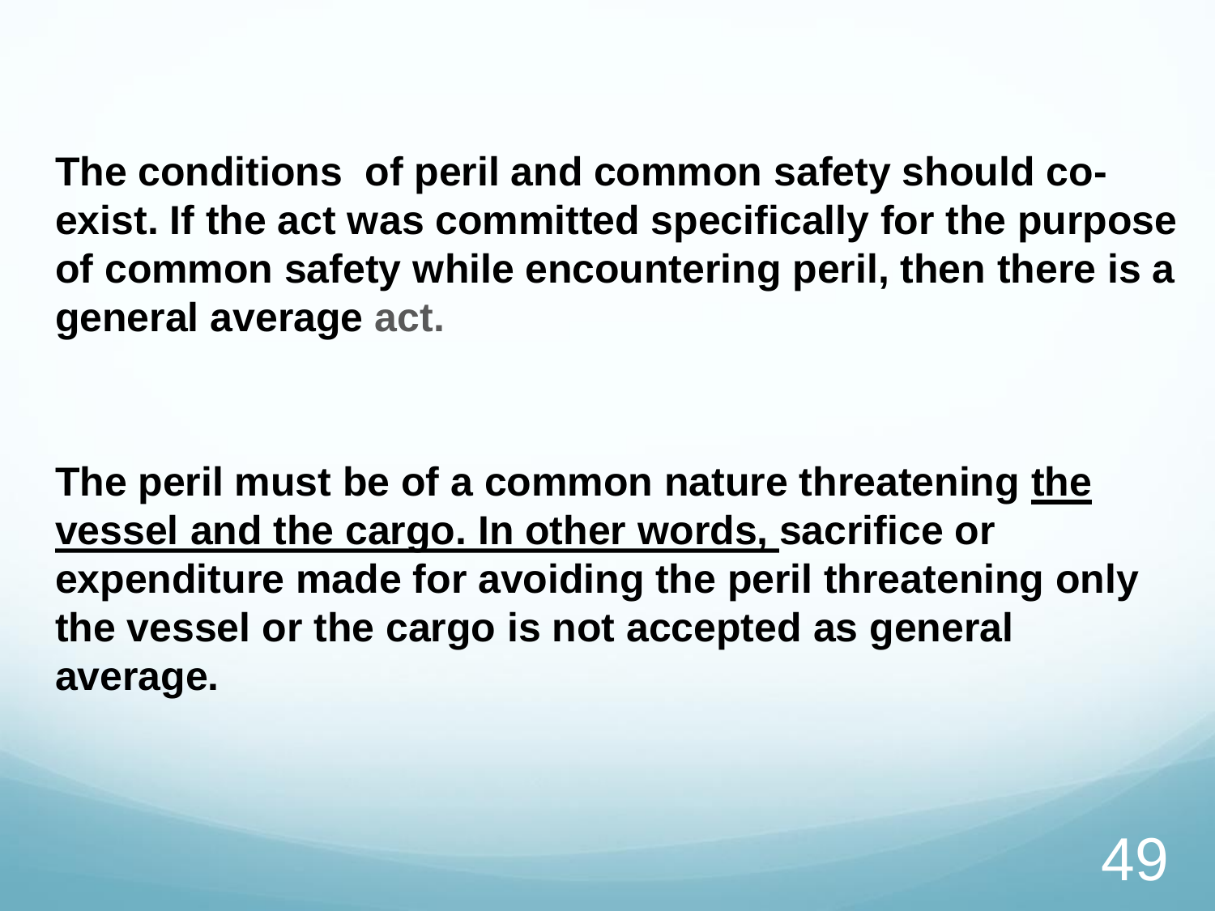**The conditions of peril and common safety should co-exist. If the act was committed specifically for the purpose of common safety while encountering peril, then there is a general average act.**

**The peril must be of a common nature threatening <u>the vessel and the cargo. In other words,</u> sacrifice or expenditure made for avoiding the peril threatening only the vessel or the cargo is not accepted as general average.**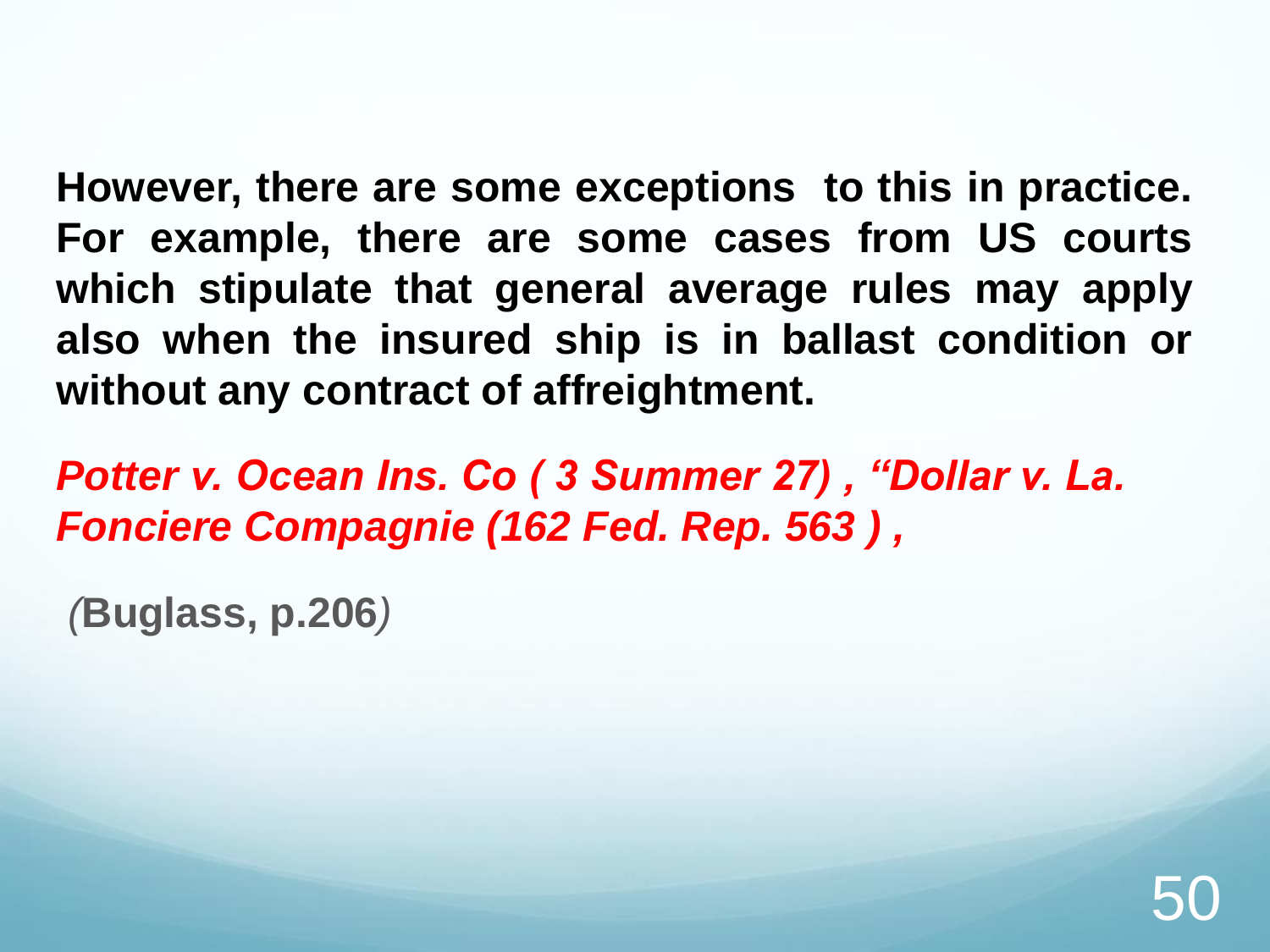**However, there are some exceptions to this in practice. For example, there are some cases from US courts which stipulate that general average rules may apply also when the insured ship is in ballast condition or without any contract of affreightment.**

***Potter v. Ocean Ins. Co ( 3 Summer 27) , "Dollar v. La. Fonciere Compagnie (162 Fed. Rep. 563 ) ,***

*(***Buglass, p.206***)*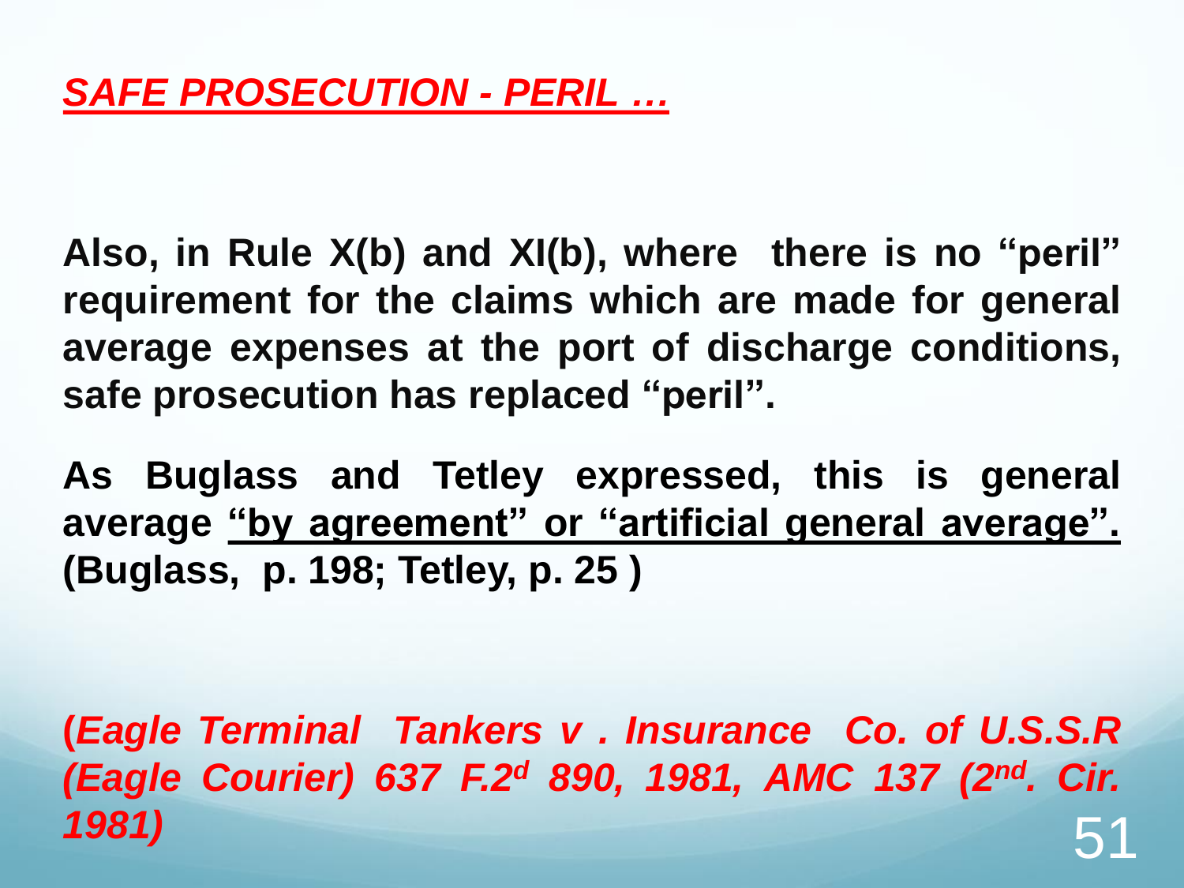## ***SAFE PROSECUTION - PERIL …***

**Also, in Rule X(b) and XI(b), where there is no "peril" requirement for the claims which are made for general average expenses at the port of discharge conditions, safe prosecution has replaced "peril".**

**As Buglass and Tetley expressed, this is general average "by agreement" or "artificial general average". (Buglass, p. 198; Tetley, p. 25 )**

***(Eagle Terminal Tankers v . Insurance Co. of U.S.S.R (Eagle Courier) 637 F.2d 890, 1981, AMC 137 (2nd. Cir. 1981)***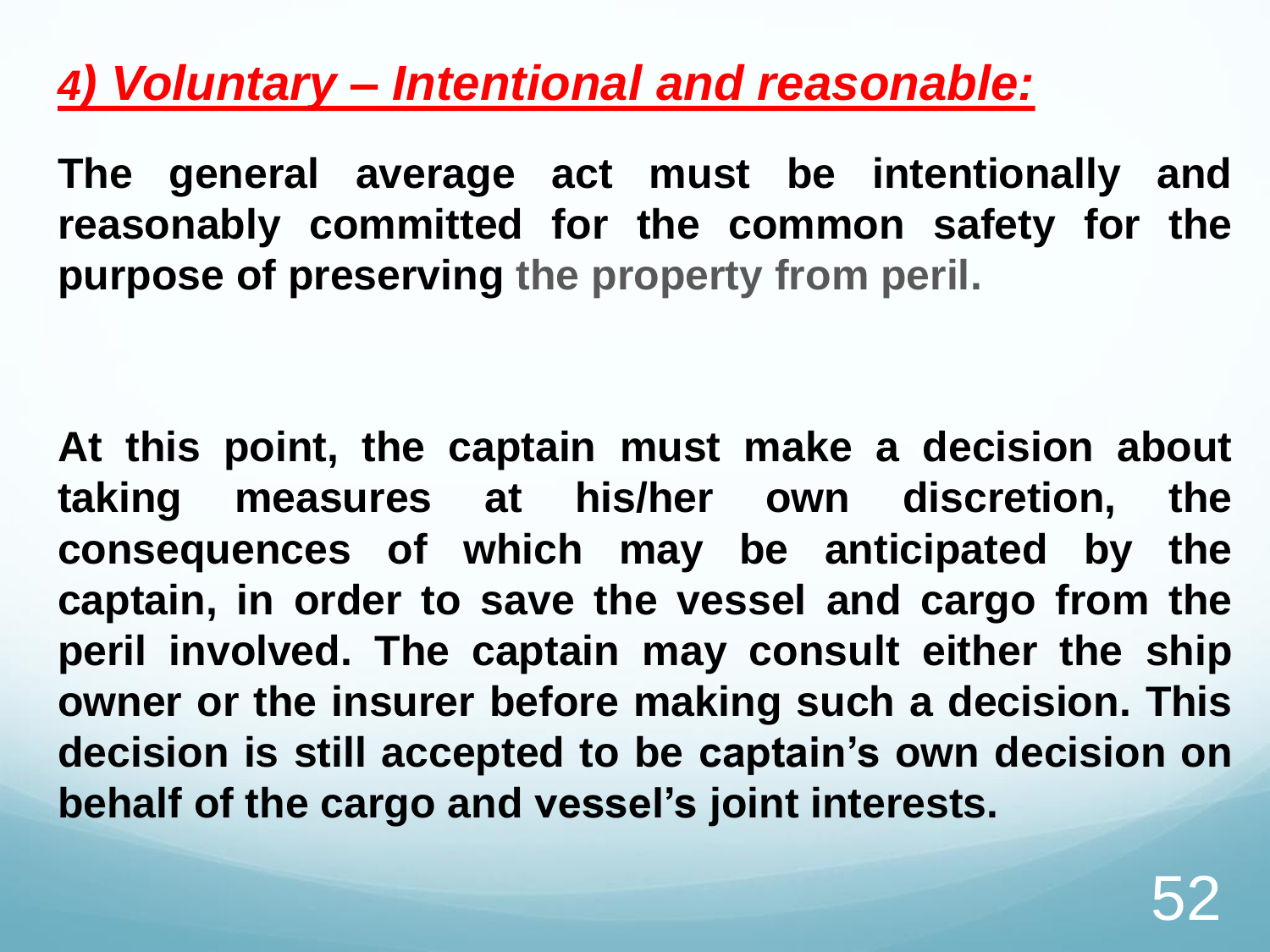## *4) Voluntary – Intentional and reasonable:*

**The general average act must be intentionally and reasonably committed for the common safety for the purpose of preserving the property from peril.**

**At this point, the captain must make a decision about taking measures at his/her own discretion, the consequences of which may be anticipated by the captain, in order to save the vessel and cargo from the peril involved. The captain may consult either the ship owner or the insurer before making such a decision. This decision is still accepted to be captain's own decision on behalf of the cargo and vessel's joint interests.**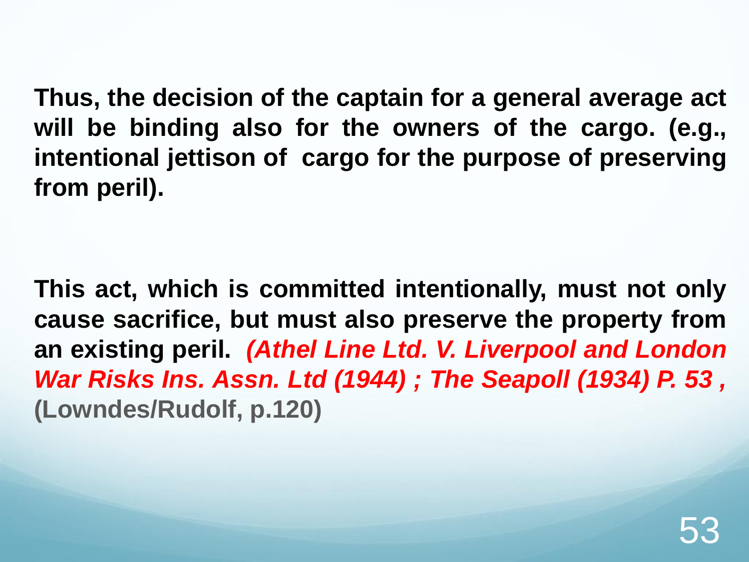**Thus, the decision of the captain for a general average act will be binding also for the owners of the cargo. (e.g., intentional jettison of cargo for the purpose of preserving from peril).**

**This act, which is committed intentionally, must not only cause sacrifice, but must also preserve the property from an existing peril.** ***(Athel Line Ltd. V. Liverpool and London War Risks Ins. Assn. Ltd (1944) ; The Seapoll (1934) P. 53 ,*** **(Lowndes/Rudolf, p.120)**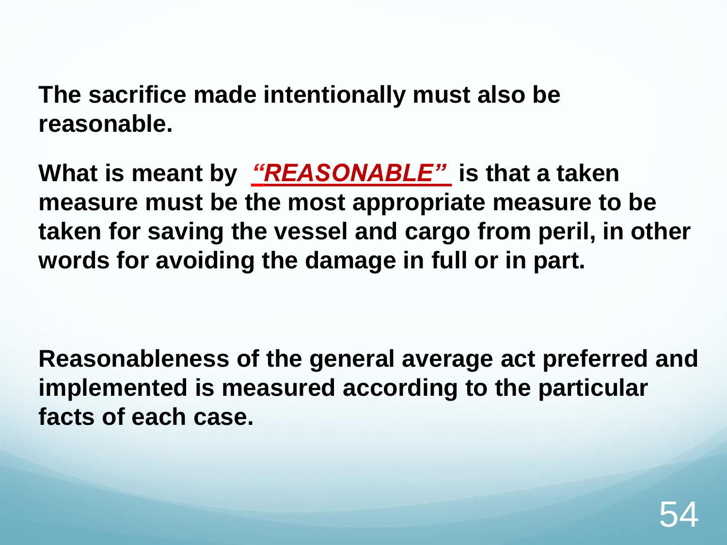**The sacrifice made intentionally must also be reasonable.**

**What is meant by *"REASONABLE"* is that a taken measure must be the most appropriate measure to be taken for saving the vessel and cargo from peril, in other words for avoiding the damage in full or in part.**

**Reasonableness of the general average act preferred and implemented is measured according to the particular facts of each case.**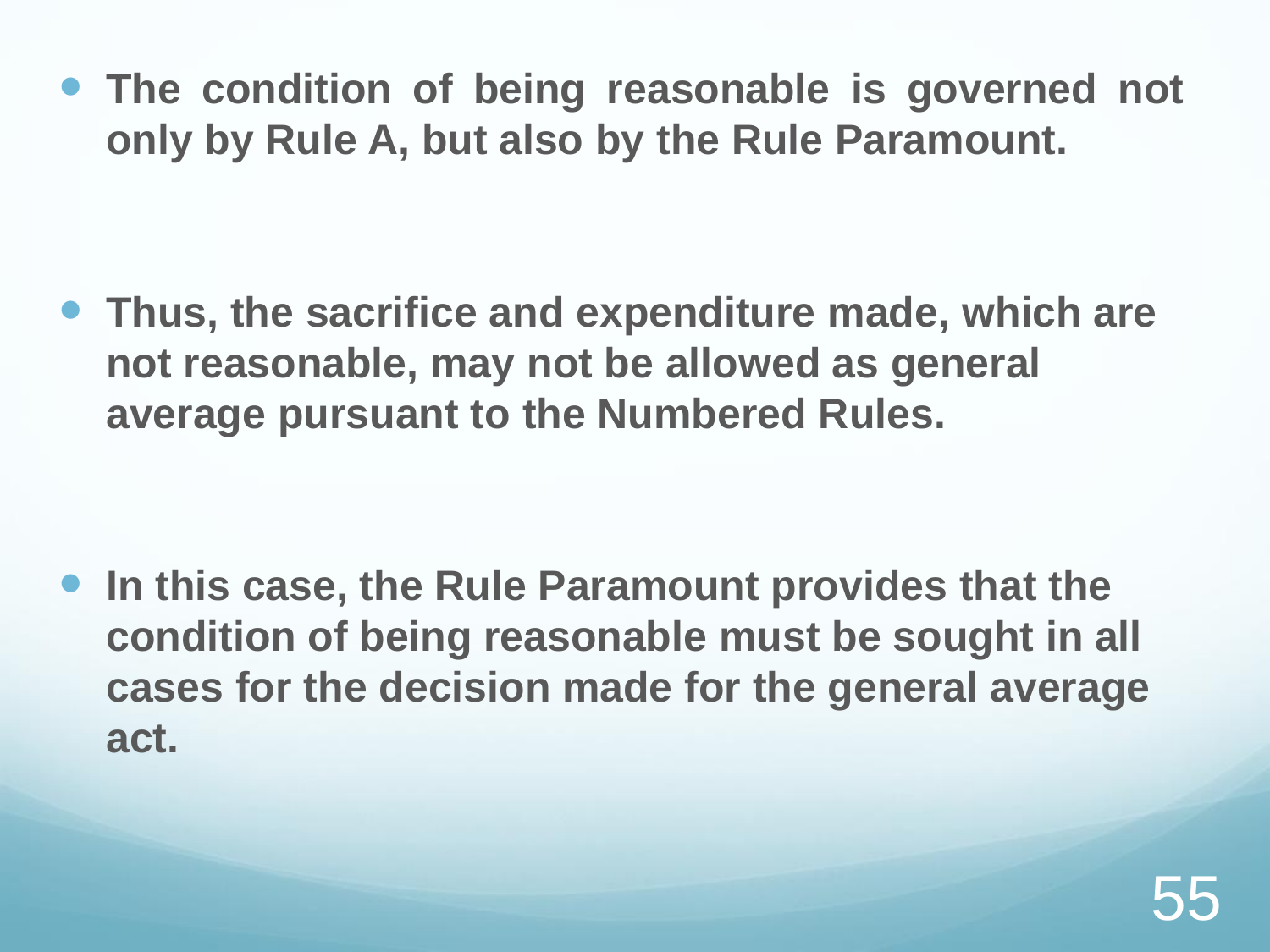- **The condition of being reasonable is governed not only by Rule A, but also by the Rule Paramount.**

- **Thus, the sacrifice and expenditure made, which are not reasonable, may not be allowed as general average pursuant to the Numbered Rules.**

- **In this case, the Rule Paramount provides that the condition of being reasonable must be sought in all cases for the decision made for the general average act.**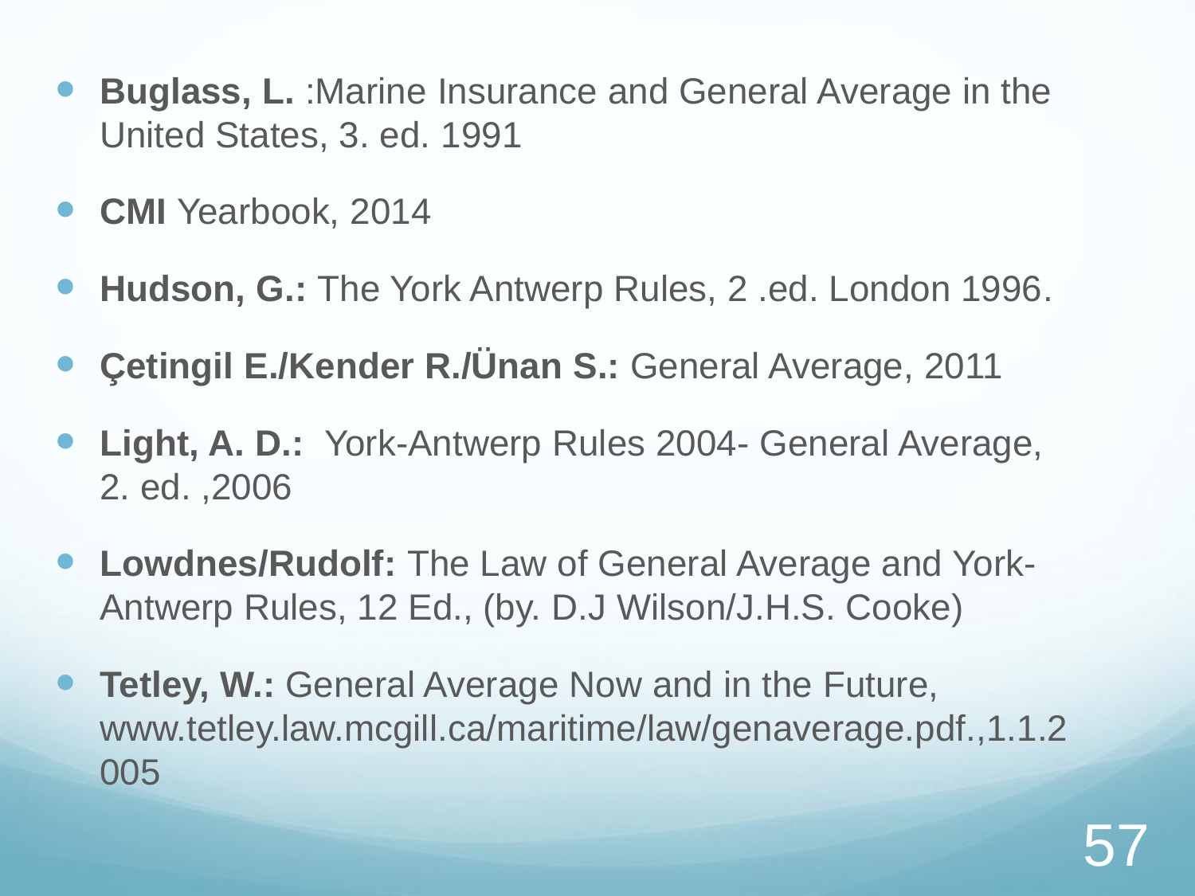- **Buglass, L.** :Marine Insurance and General Average in the United States, 3. ed. 1991
- **CMI** Yearbook, 2014
- **Hudson, G.:** The York Antwerp Rules, 2 .ed. London 1996.
- **Çetingil E./Kender R./Ünan S.:** General Average, 2011
- **Light, A. D.:** York-Antwerp Rules 2004- General Average, 2. ed. ,2006
- **Lowdnes/Rudolf:** The Law of General Average and York-Antwerp Rules, 12 Ed., (by. D.J Wilson/J.H.S. Cooke)
- **Tetley, W.:** General Average Now and in the Future, www.tetley.law.mcgill.ca/maritime/law/genaverage.pdf.,1.1.2005